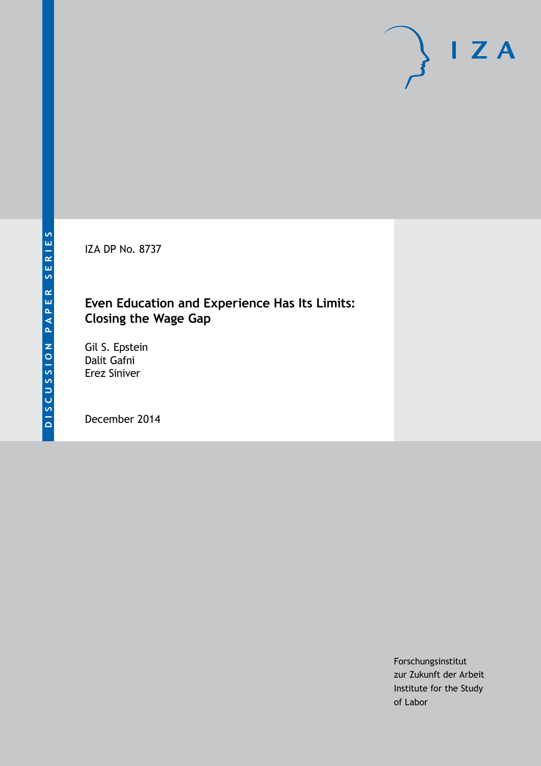IZA DP No. 8737

# Even Education and Experience Has Its Limits: Closing the Wage Gap

Gil S. Epstein
Dalit Gafni
Erez Siniver

December 2014

DISCUSSION PAPER SERIES

I Z A

Forschungsinstitut
zur Zukunft der Arbeit
Institute for the Study
of Labor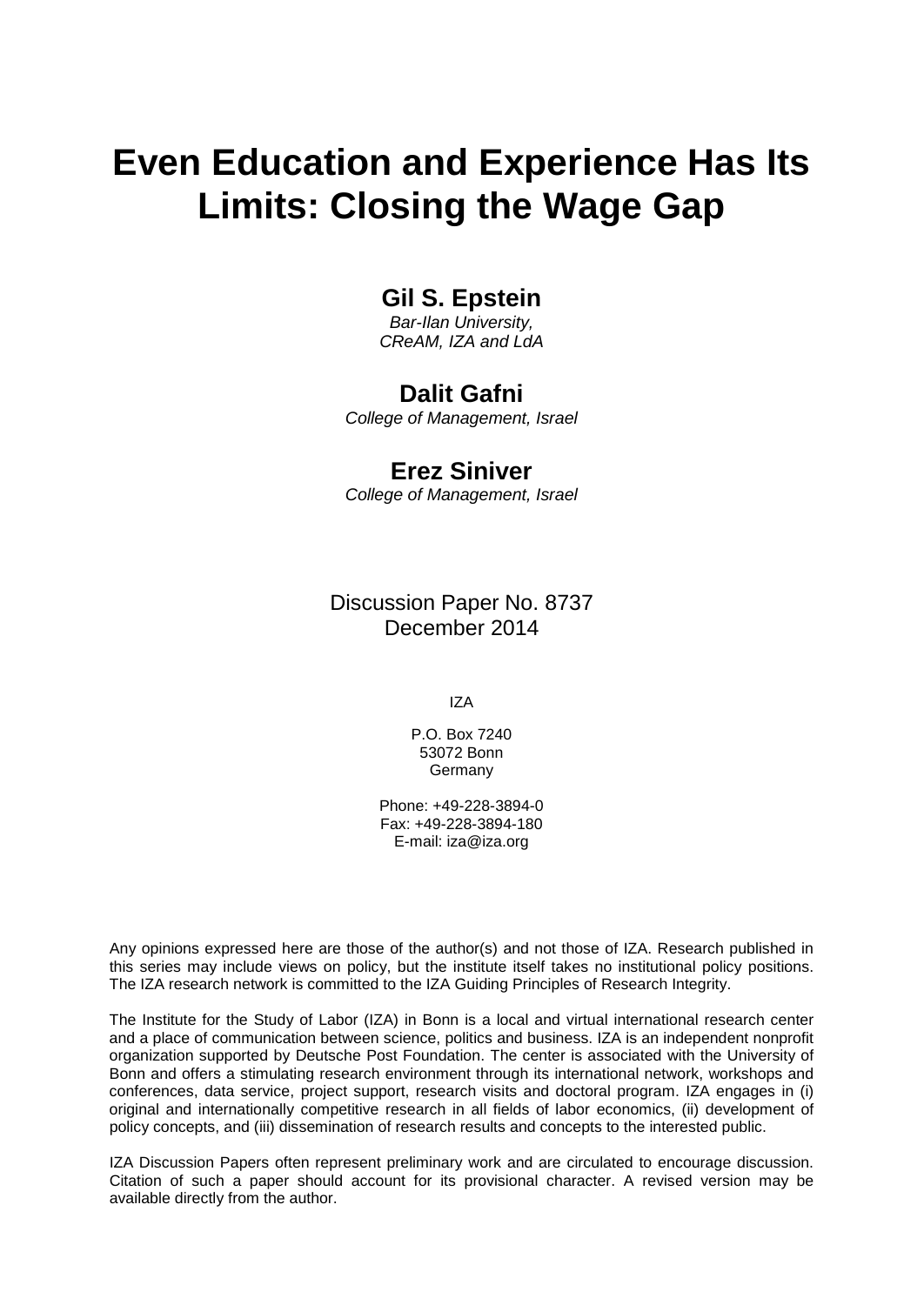# Even Education and Experience Has Its Limits: Closing the Wage Gap

**Gil S. Epstein**
*Bar-Ilan University, CReAM, IZA and LdA*

**Dalit Gafni**
*College of Management, Israel*

**Erez Siniver**
*College of Management, Israel*

Discussion Paper No. 8737
December 2014

IZA

P.O. Box 7240
53072 Bonn
Germany

Phone: +49-228-3894-0
Fax: +49-228-3894-180
E-mail: iza@iza.org

Any opinions expressed here are those of the author(s) and not those of IZA. Research published in this series may include views on policy, but the institute itself takes no institutional policy positions. The IZA research network is committed to the IZA Guiding Principles of Research Integrity.

The Institute for the Study of Labor (IZA) in Bonn is a local and virtual international research center and a place of communication between science, politics and business. IZA is an independent nonprofit organization supported by Deutsche Post Foundation. The center is associated with the University of Bonn and offers a stimulating research environment through its international network, workshops and conferences, data service, project support, research visits and doctoral program. IZA engages in (i) original and internationally competitive research in all fields of labor economics, (ii) development of policy concepts, and (iii) dissemination of research results and concepts to the interested public.

IZA Discussion Papers often represent preliminary work and are circulated to encourage discussion. Citation of such a paper should account for its provisional character. A revised version may be available directly from the author.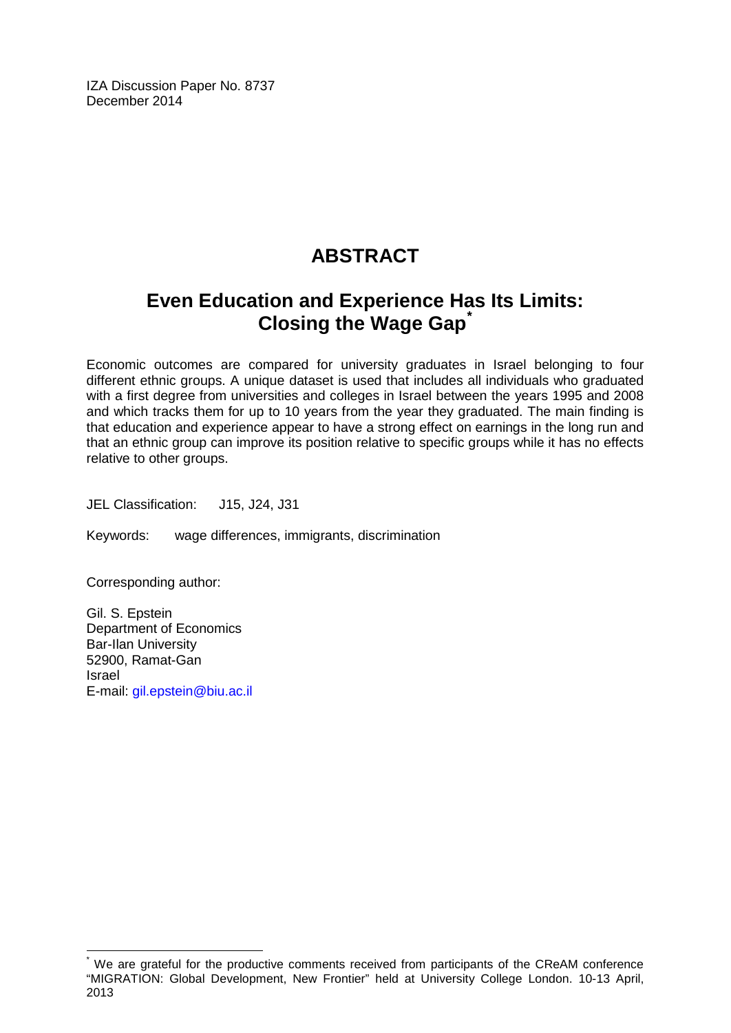IZA Discussion Paper No. 8737
December 2014

# ABSTRACT

## Even Education and Experience Has Its Limits: Closing the Wage Gap[*]

Economic outcomes are compared for university graduates in Israel belonging to four different ethnic groups. A unique dataset is used that includes all individuals who graduated with a first degree from universities and colleges in Israel between the years 1995 and 2008 and which tracks them for up to 10 years from the year they graduated. The main finding is that education and experience appear to have a strong effect on earnings in the long run and that an ethnic group can improve its position relative to specific groups while it has no effects relative to other groups.

JEL Classification: J15, J24, J31

Keywords: wage differences, immigrants, discrimination

Corresponding author:

Gil. S. Epstein
Department of Economics
Bar-Ilan University
52900, Ramat-Gan
Israel
E-mail: gil.epstein@biu.ac.il

[*] We are grateful for the productive comments received from participants of the CReAM conference "MIGRATION: Global Development, New Frontier" held at University College London. 10-13 April, 2013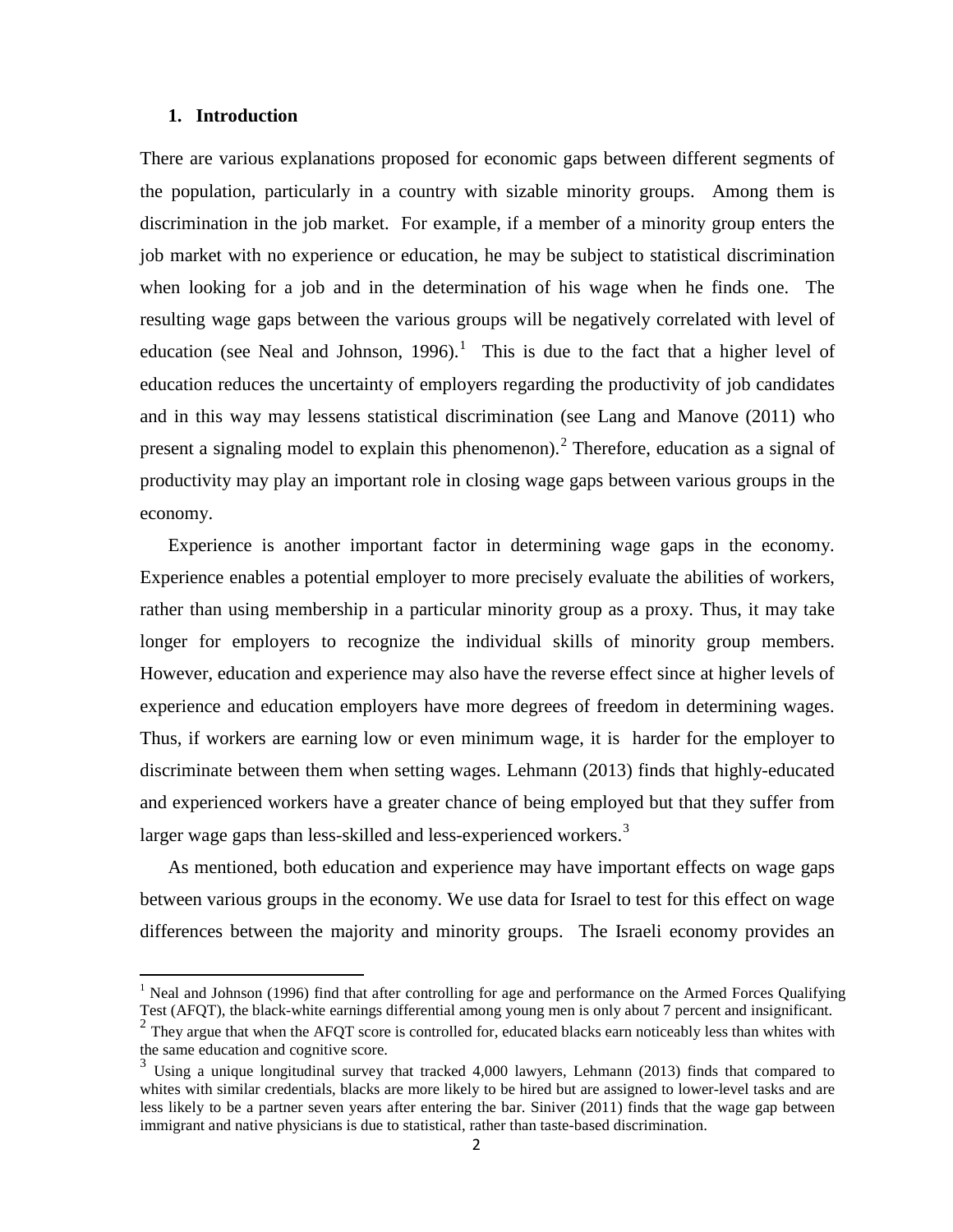## 1. Introduction

There are various explanations proposed for economic gaps between different segments of the population, particularly in a country with sizable minority groups. Among them is discrimination in the job market. For example, if a member of a minority group enters the job market with no experience or education, he may be subject to statistical discrimination when looking for a job and in the determination of his wage when he finds one. The resulting wage gaps between the various groups will be negatively correlated with level of education (see Neal and Johnson, 1996).[1] This is due to the fact that a higher level of education reduces the uncertainty of employers regarding the productivity of job candidates and in this way may lessens statistical discrimination (see Lang and Manove (2011) who present a signaling model to explain this phenomenon).[2] Therefore, education as a signal of productivity may play an important role in closing wage gaps between various groups in the economy.

Experience is another important factor in determining wage gaps in the economy. Experience enables a potential employer to more precisely evaluate the abilities of workers, rather than using membership in a particular minority group as a proxy. Thus, it may take longer for employers to recognize the individual skills of minority group members. However, education and experience may also have the reverse effect since at higher levels of experience and education employers have more degrees of freedom in determining wages. Thus, if workers are earning low or even minimum wage, it is harder for the employer to discriminate between them when setting wages. Lehmann (2013) finds that highly-educated and experienced workers have a greater chance of being employed but that they suffer from larger wage gaps than less-skilled and less-experienced workers.[3]

As mentioned, both education and experience may have important effects on wage gaps between various groups in the economy. We use data for Israel to test for this effect on wage differences between the majority and minority groups. The Israeli economy provides an

---

[1] Neal and Johnson (1996) find that after controlling for age and performance on the Armed Forces Qualifying Test (AFQT), the black-white earnings differential among young men is only about 7 percent and insignificant.

[2] They argue that when the AFQT score is controlled for, educated blacks earn noticeably less than whites with the same education and cognitive score.

[3] Using a unique longitudinal survey that tracked 4,000 lawyers, Lehmann (2013) finds that compared to whites with similar credentials, blacks are more likely to be hired but are assigned to lower-level tasks and are less likely to be a partner seven years after entering the bar. Siniver (2011) finds that the wage gap between immigrant and native physicians is due to statistical, rather than taste-based discrimination.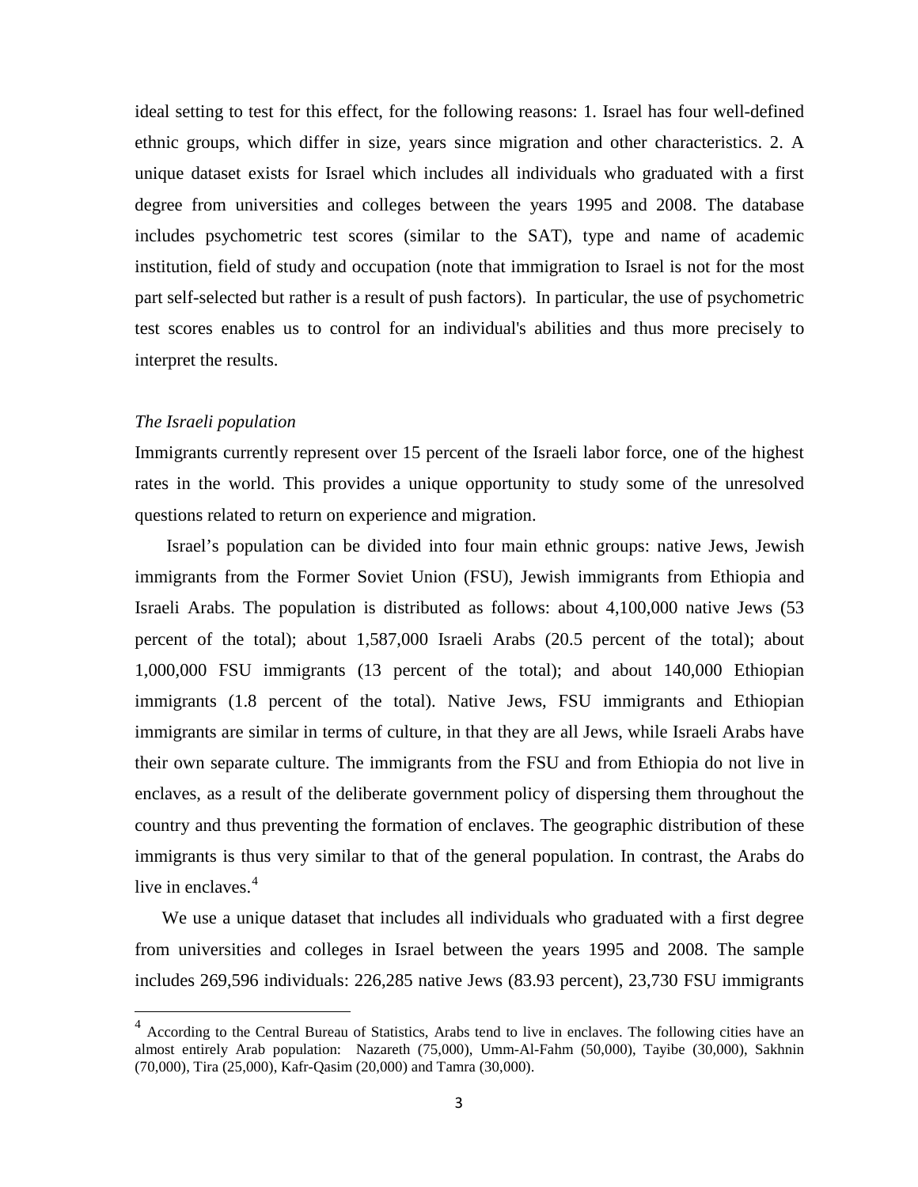ideal setting to test for this effect, for the following reasons: 1. Israel has four well-defined ethnic groups, which differ in size, years since migration and other characteristics. 2. A unique dataset exists for Israel which includes all individuals who graduated with a first degree from universities and colleges between the years 1995 and 2008. The database includes psychometric test scores (similar to the SAT), type and name of academic institution, field of study and occupation (note that immigration to Israel is not for the most part self-selected but rather is a result of push factors). In particular, the use of psychometric test scores enables us to control for an individual's abilities and thus more precisely to interpret the results.

*The Israeli population*

Immigrants currently represent over 15 percent of the Israeli labor force, one of the highest rates in the world. This provides a unique opportunity to study some of the unresolved questions related to return on experience and migration.

Israel's population can be divided into four main ethnic groups: native Jews, Jewish immigrants from the Former Soviet Union (FSU), Jewish immigrants from Ethiopia and Israeli Arabs. The population is distributed as follows: about 4,100,000 native Jews (53 percent of the total); about 1,587,000 Israeli Arabs (20.5 percent of the total); about 1,000,000 FSU immigrants (13 percent of the total); and about 140,000 Ethiopian immigrants (1.8 percent of the total). Native Jews, FSU immigrants and Ethiopian immigrants are similar in terms of culture, in that they are all Jews, while Israeli Arabs have their own separate culture. The immigrants from the FSU and from Ethiopia do not live in enclaves, as a result of the deliberate government policy of dispersing them throughout the country and thus preventing the formation of enclaves. The geographic distribution of these immigrants is thus very similar to that of the general population. In contrast, the Arabs do live in enclaves.[4]

We use a unique dataset that includes all individuals who graduated with a first degree from universities and colleges in Israel between the years 1995 and 2008. The sample includes 269,596 individuals: 226,285 native Jews (83.93 percent), 23,730 FSU immigrants

[4] According to the Central Bureau of Statistics, Arabs tend to live in enclaves. The following cities have an almost entirely Arab population: Nazareth (75,000), Umm-Al-Fahm (50,000), Tayibe (30,000), Sakhnin (70,000), Tira (25,000), Kafr-Qasim (20,000) and Tamra (30,000).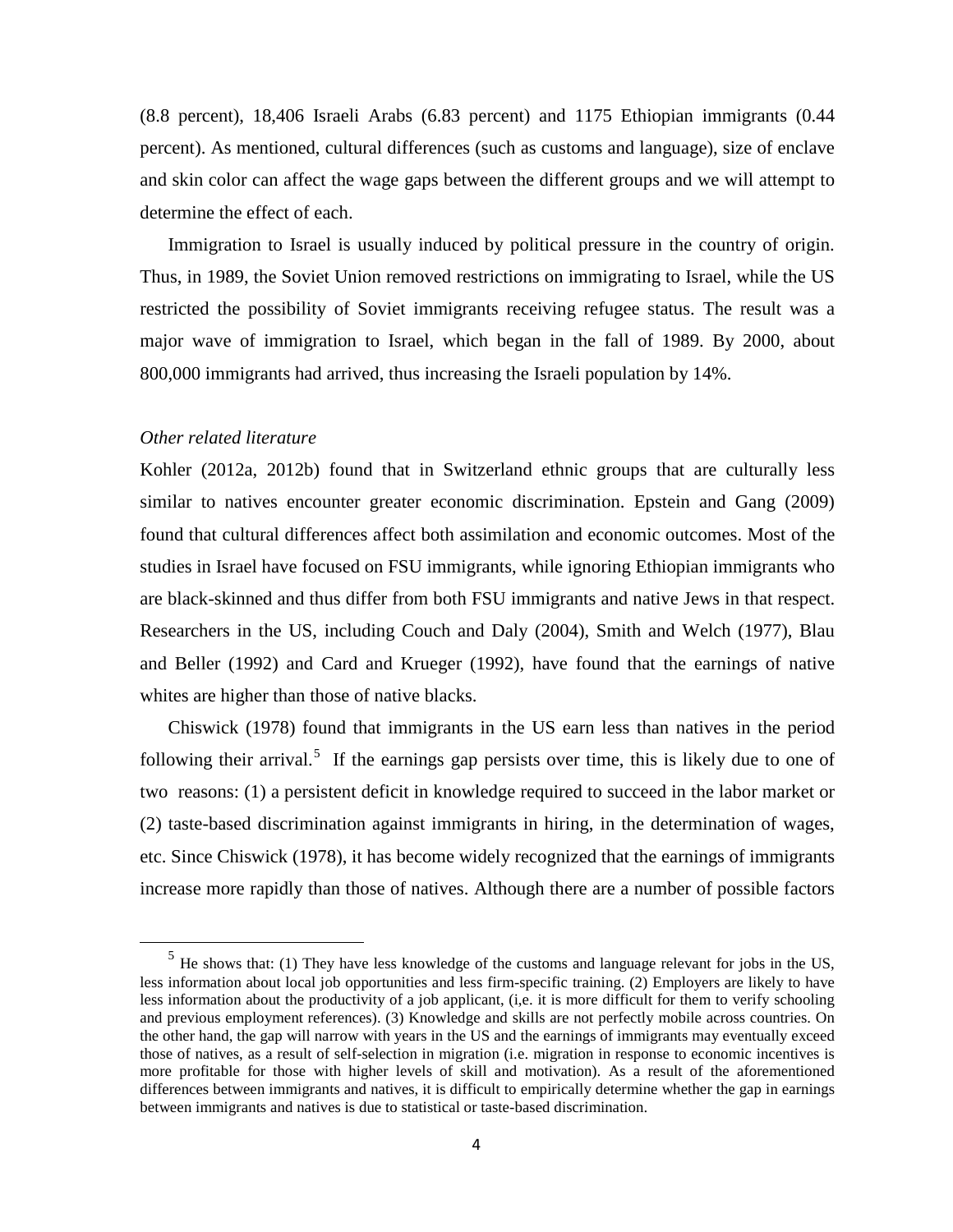(8.8 percent), 18,406 Israeli Arabs (6.83 percent) and 1175 Ethiopian immigrants (0.44 percent). As mentioned, cultural differences (such as customs and language), size of enclave and skin color can affect the wage gaps between the different groups and we will attempt to determine the effect of each.

Immigration to Israel is usually induced by political pressure in the country of origin. Thus, in 1989, the Soviet Union removed restrictions on immigrating to Israel, while the US restricted the possibility of Soviet immigrants receiving refugee status. The result was a major wave of immigration to Israel, which began in the fall of 1989. By 2000, about 800,000 immigrants had arrived, thus increasing the Israeli population by 14%.

*Other related literature*

Kohler (2012a, 2012b) found that in Switzerland ethnic groups that are culturally less similar to natives encounter greater economic discrimination. Epstein and Gang (2009) found that cultural differences affect both assimilation and economic outcomes. Most of the studies in Israel have focused on FSU immigrants, while ignoring Ethiopian immigrants who are black-skinned and thus differ from both FSU immigrants and native Jews in that respect. Researchers in the US, including Couch and Daly (2004), Smith and Welch (1977), Blau and Beller (1992) and Card and Krueger (1992), have found that the earnings of native whites are higher than those of native blacks.

Chiswick (1978) found that immigrants in the US earn less than natives in the period following their arrival.[5] If the earnings gap persists over time, this is likely due to one of two reasons: (1) a persistent deficit in knowledge required to succeed in the labor market or (2) taste-based discrimination against immigrants in hiring, in the determination of wages, etc. Since Chiswick (1978), it has become widely recognized that the earnings of immigrants increase more rapidly than those of natives. Although there are a number of possible factors

[5] He shows that: (1) They have less knowledge of the customs and language relevant for jobs in the US, less information about local job opportunities and less firm-specific training. (2) Employers are likely to have less information about the productivity of a job applicant, (i,e. it is more difficult for them to verify schooling and previous employment references). (3) Knowledge and skills are not perfectly mobile across countries. On the other hand, the gap will narrow with years in the US and the earnings of immigrants may eventually exceed those of natives, as a result of self-selection in migration (i.e. migration in response to economic incentives is more profitable for those with higher levels of skill and motivation). As a result of the aforementioned differences between immigrants and natives, it is difficult to empirically determine whether the gap in earnings between immigrants and natives is due to statistical or taste-based discrimination.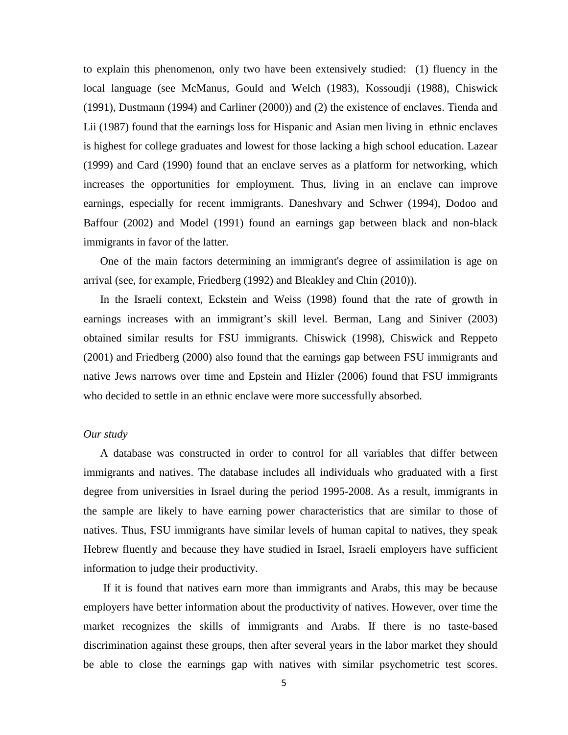to explain this phenomenon, only two have been extensively studied: (1) fluency in the local language (see McManus, Gould and Welch (1983), Kossoudji (1988), Chiswick (1991), Dustmann (1994) and Carliner (2000)) and (2) the existence of enclaves. Tienda and Lii (1987) found that the earnings loss for Hispanic and Asian men living in ethnic enclaves is highest for college graduates and lowest for those lacking a high school education. Lazear (1999) and Card (1990) found that an enclave serves as a platform for networking, which increases the opportunities for employment. Thus, living in an enclave can improve earnings, especially for recent immigrants. Daneshvary and Schwer (1994), Dodoo and Baffour (2002) and Model (1991) found an earnings gap between black and non-black immigrants in favor of the latter.

One of the main factors determining an immigrant's degree of assimilation is age on arrival (see, for example, Friedberg (1992) and Bleakley and Chin (2010)).

In the Israeli context, Eckstein and Weiss (1998) found that the rate of growth in earnings increases with an immigrant's skill level. Berman, Lang and Siniver (2003) obtained similar results for FSU immigrants. Chiswick (1998), Chiswick and Reppeto (2001) and Friedberg (2000) also found that the earnings gap between FSU immigrants and native Jews narrows over time and Epstein and Hizler (2006) found that FSU immigrants who decided to settle in an ethnic enclave were more successfully absorbed.

*Our study*

A database was constructed in order to control for all variables that differ between immigrants and natives. The database includes all individuals who graduated with a first degree from universities in Israel during the period 1995-2008. As a result, immigrants in the sample are likely to have earning power characteristics that are similar to those of natives. Thus, FSU immigrants have similar levels of human capital to natives, they speak Hebrew fluently and because they have studied in Israel, Israeli employers have sufficient information to judge their productivity.

If it is found that natives earn more than immigrants and Arabs, this may be because employers have better information about the productivity of natives. However, over time the market recognizes the skills of immigrants and Arabs. If there is no taste-based discrimination against these groups, then after several years in the labor market they should be able to close the earnings gap with natives with similar psychometric test scores.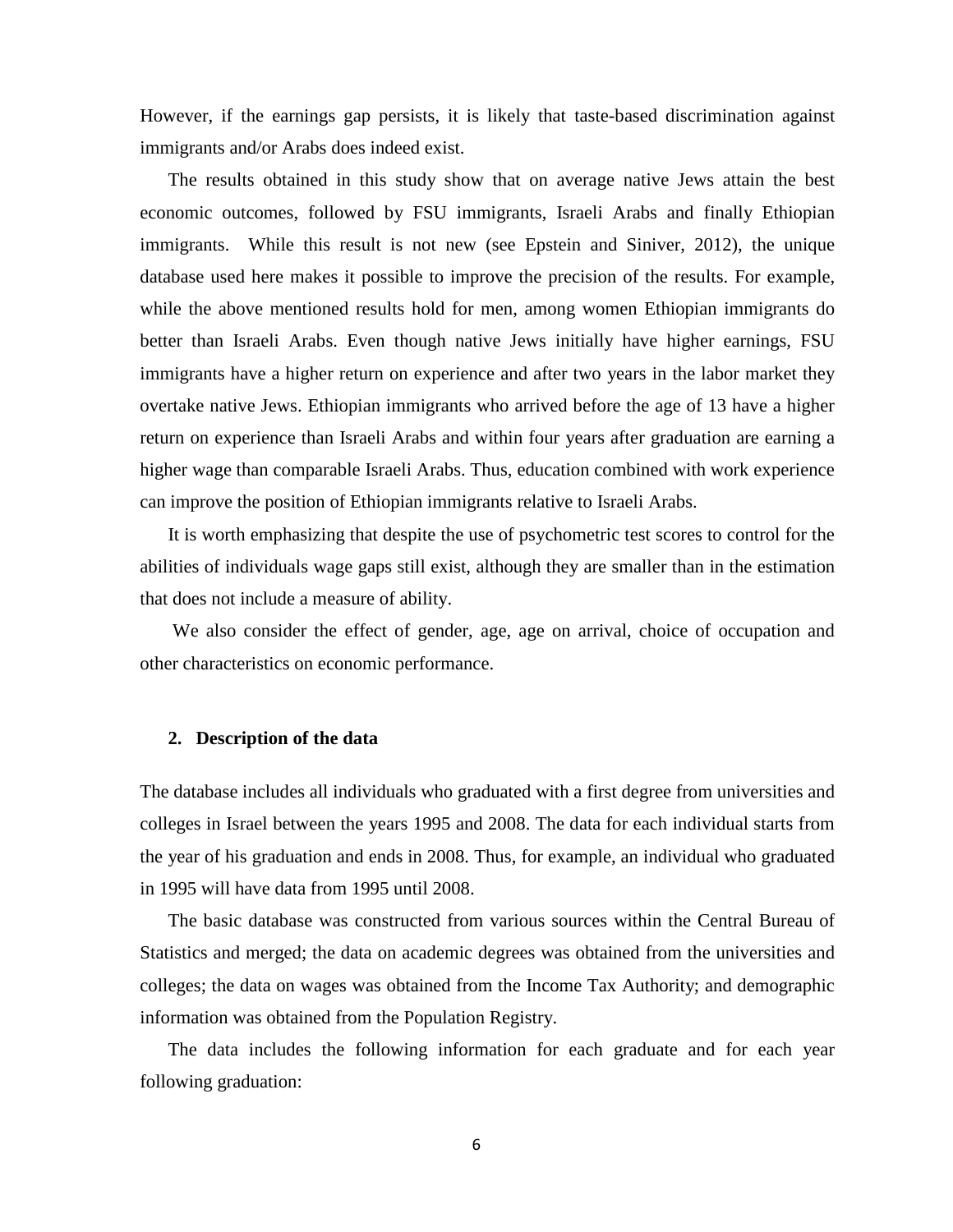However, if the earnings gap persists, it is likely that taste-based discrimination against immigrants and/or Arabs does indeed exist.

The results obtained in this study show that on average native Jews attain the best economic outcomes, followed by FSU immigrants, Israeli Arabs and finally Ethiopian immigrants. While this result is not new (see Epstein and Siniver, 2012), the unique database used here makes it possible to improve the precision of the results. For example, while the above mentioned results hold for men, among women Ethiopian immigrants do better than Israeli Arabs. Even though native Jews initially have higher earnings, FSU immigrants have a higher return on experience and after two years in the labor market they overtake native Jews. Ethiopian immigrants who arrived before the age of 13 have a higher return on experience than Israeli Arabs and within four years after graduation are earning a higher wage than comparable Israeli Arabs. Thus, education combined with work experience can improve the position of Ethiopian immigrants relative to Israeli Arabs.

It is worth emphasizing that despite the use of psychometric test scores to control for the abilities of individuals wage gaps still exist, although they are smaller than in the estimation that does not include a measure of ability.

We also consider the effect of gender, age, age on arrival, choice of occupation and other characteristics on economic performance.

## 2. Description of the data

The database includes all individuals who graduated with a first degree from universities and colleges in Israel between the years 1995 and 2008. The data for each individual starts from the year of his graduation and ends in 2008. Thus, for example, an individual who graduated in 1995 will have data from 1995 until 2008.

The basic database was constructed from various sources within the Central Bureau of Statistics and merged; the data on academic degrees was obtained from the universities and colleges; the data on wages was obtained from the Income Tax Authority; and demographic information was obtained from the Population Registry.

The data includes the following information for each graduate and for each year following graduation: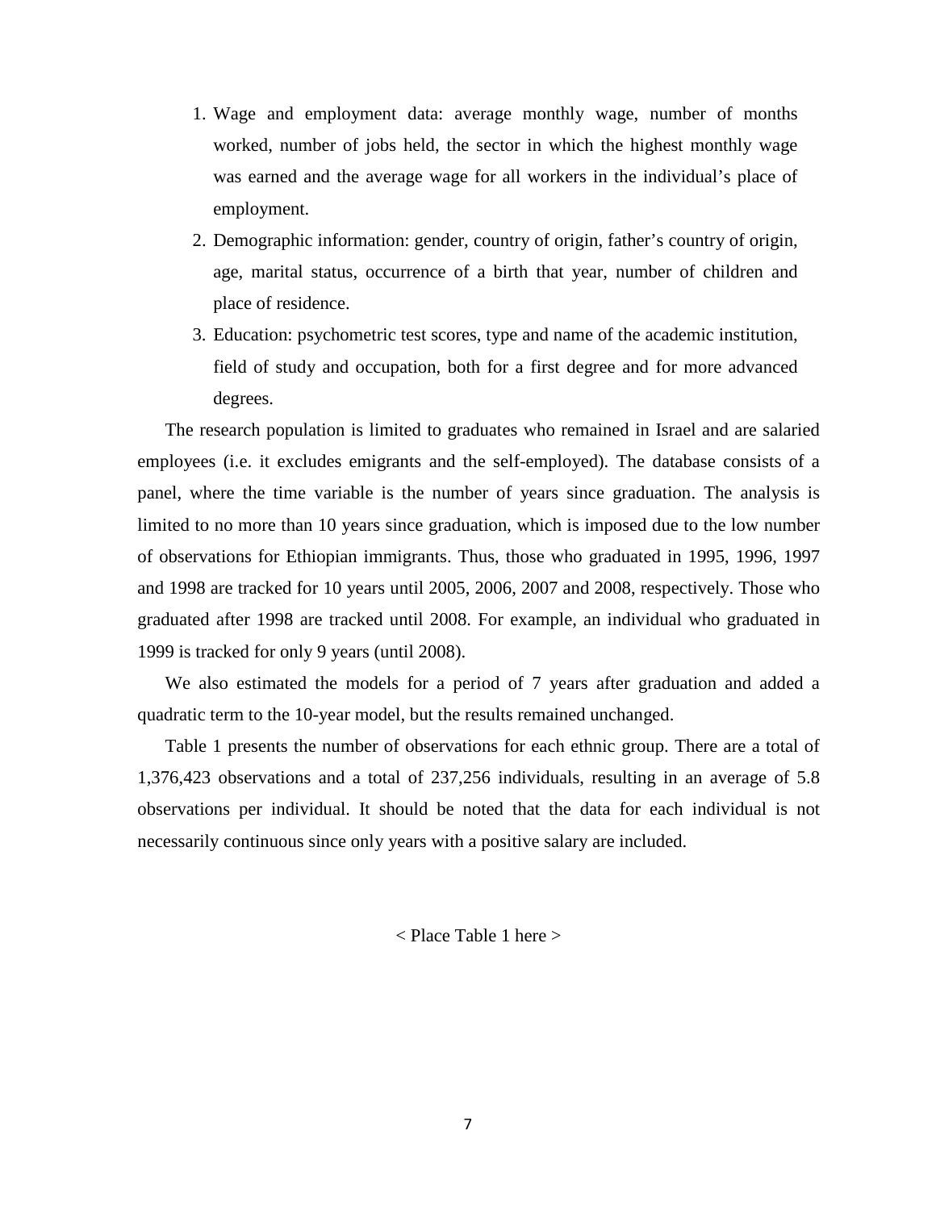1. Wage and employment data: average monthly wage, number of months worked, number of jobs held, the sector in which the highest monthly wage was earned and the average wage for all workers in the individual's place of employment.
2. Demographic information: gender, country of origin, father's country of origin, age, marital status, occurrence of a birth that year, number of children and place of residence.
3. Education: psychometric test scores, type and name of the academic institution, field of study and occupation, both for a first degree and for more advanced degrees.

The research population is limited to graduates who remained in Israel and are salaried employees (i.e. it excludes emigrants and the self-employed). The database consists of a panel, where the time variable is the number of years since graduation. The analysis is limited to no more than 10 years since graduation, which is imposed due to the low number of observations for Ethiopian immigrants. Thus, those who graduated in 1995, 1996, 1997 and 1998 are tracked for 10 years until 2005, 2006, 2007 and 2008, respectively. Those who graduated after 1998 are tracked until 2008. For example, an individual who graduated in 1999 is tracked for only 9 years (until 2008).

We also estimated the models for a period of 7 years after graduation and added a quadratic term to the 10-year model, but the results remained unchanged.

Table 1 presents the number of observations for each ethnic group. There are a total of 1,376,423 observations and a total of 237,256 individuals, resulting in an average of 5.8 observations per individual. It should be noted that the data for each individual is not necessarily continuous since only years with a positive salary are included.

< Place Table 1 here >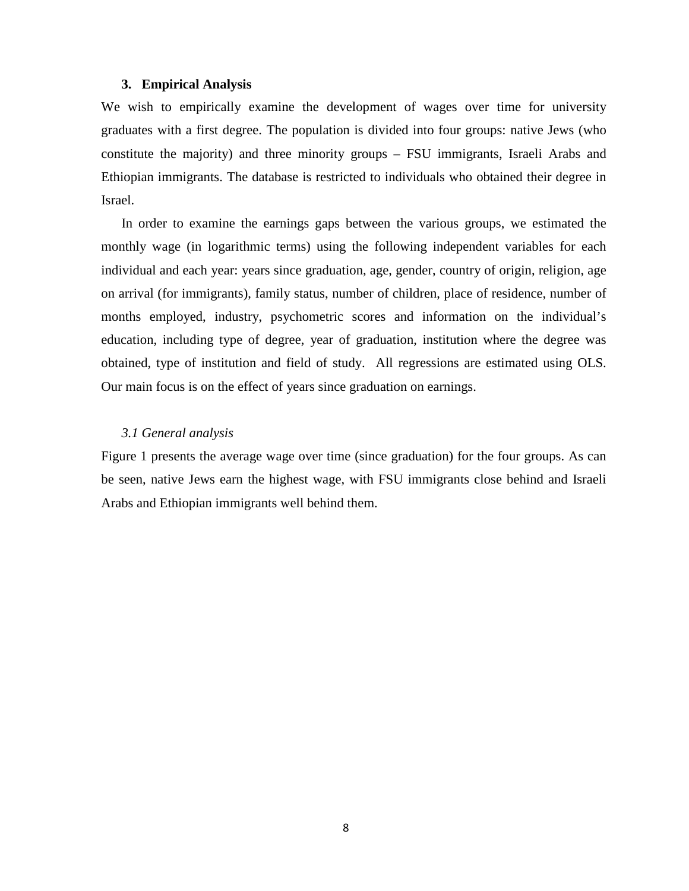## 3. Empirical Analysis

We wish to empirically examine the development of wages over time for university graduates with a first degree. The population is divided into four groups: native Jews (who constitute the majority) and three minority groups – FSU immigrants, Israeli Arabs and Ethiopian immigrants. The database is restricted to individuals who obtained their degree in Israel.

In order to examine the earnings gaps between the various groups, we estimated the monthly wage (in logarithmic terms) using the following independent variables for each individual and each year: years since graduation, age, gender, country of origin, religion, age on arrival (for immigrants), family status, number of children, place of residence, number of months employed, industry, psychometric scores and information on the individual's education, including type of degree, year of graduation, institution where the degree was obtained, type of institution and field of study. All regressions are estimated using OLS. Our main focus is on the effect of years since graduation on earnings.

### *3.1 General analysis*

Figure 1 presents the average wage over time (since graduation) for the four groups. As can be seen, native Jews earn the highest wage, with FSU immigrants close behind and Israeli Arabs and Ethiopian immigrants well behind them.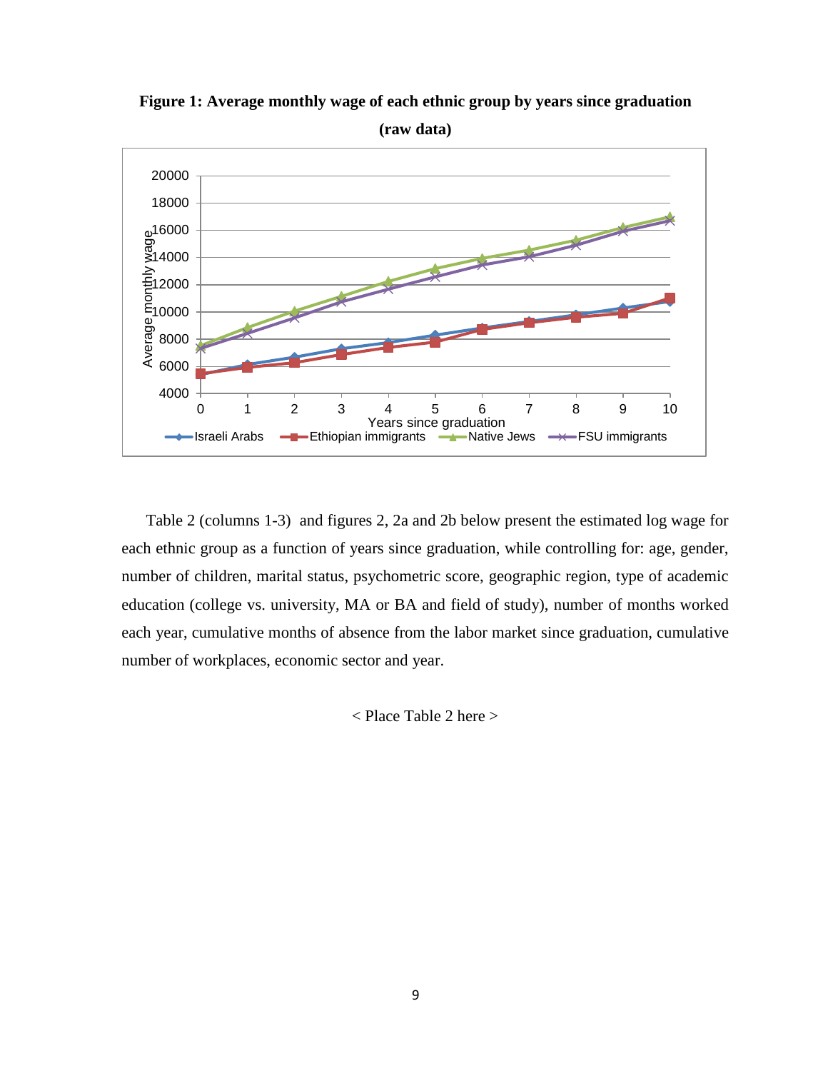**Figure 1: Average monthly wage of each ethnic group by years since graduation (raw data)**

Table 2 (columns 1-3) and figures 2, 2a and 2b below present the estimated log wage for each ethnic group as a function of years since graduation, while controlling for: age, gender, number of children, marital status, psychometric score, geographic region, type of academic education (college vs. university, MA or BA and field of study), number of months worked each year, cumulative months of absence from the labor market since graduation, cumulative number of workplaces, economic sector and year.

< Place Table 2 here >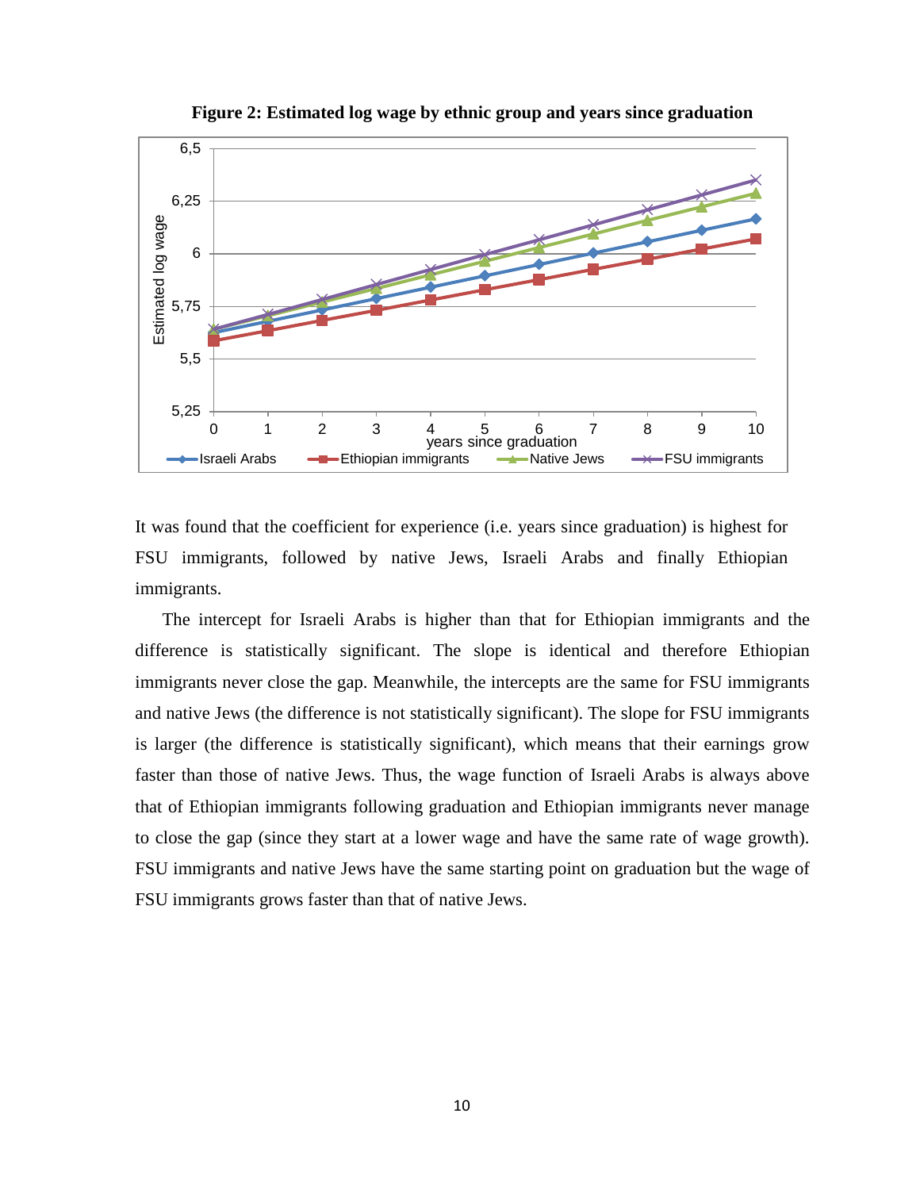**Figure 2: Estimated log wage by ethnic group and years since graduation**

It was found that the coefficient for experience (i.e. years since graduation) is highest for FSU immigrants, followed by native Jews, Israeli Arabs and finally Ethiopian immigrants.

The intercept for Israeli Arabs is higher than that for Ethiopian immigrants and the difference is statistically significant. The slope is identical and therefore Ethiopian immigrants never close the gap. Meanwhile, the intercepts are the same for FSU immigrants and native Jews (the difference is not statistically significant). The slope for FSU immigrants is larger (the difference is statistically significant), which means that their earnings grow faster than those of native Jews. Thus, the wage function of Israeli Arabs is always above that of Ethiopian immigrants following graduation and Ethiopian immigrants never manage to close the gap (since they start at a lower wage and have the same rate of wage growth). FSU immigrants and native Jews have the same starting point on graduation but the wage of FSU immigrants grows faster than that of native Jews.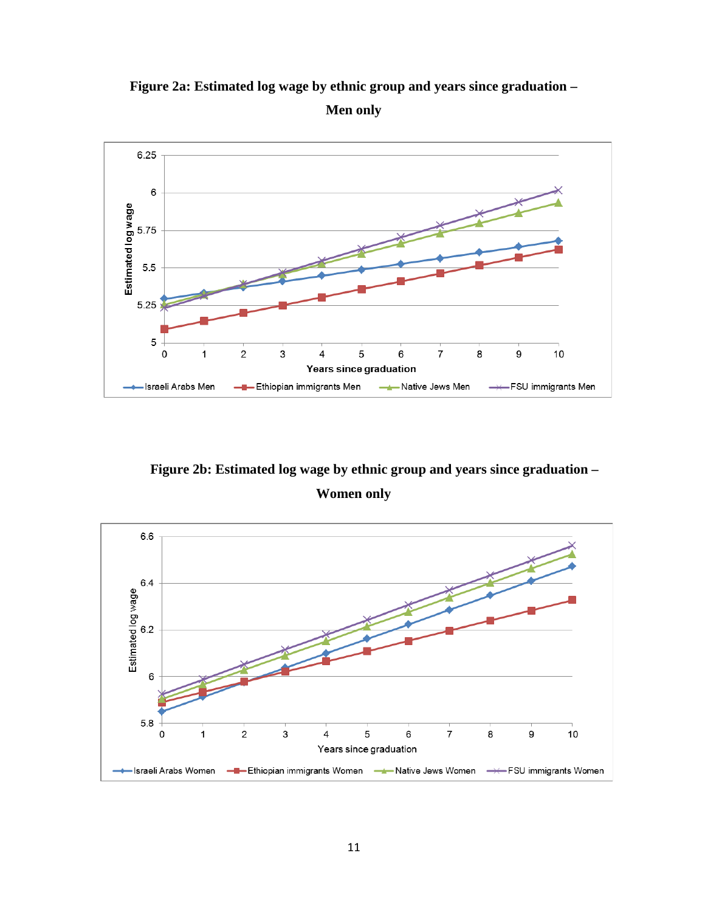**Figure 2a: Estimated log wage by ethnic group and years since graduation – Men only**

**Figure 2b: Estimated log wage by ethnic group and years since graduation – Women only**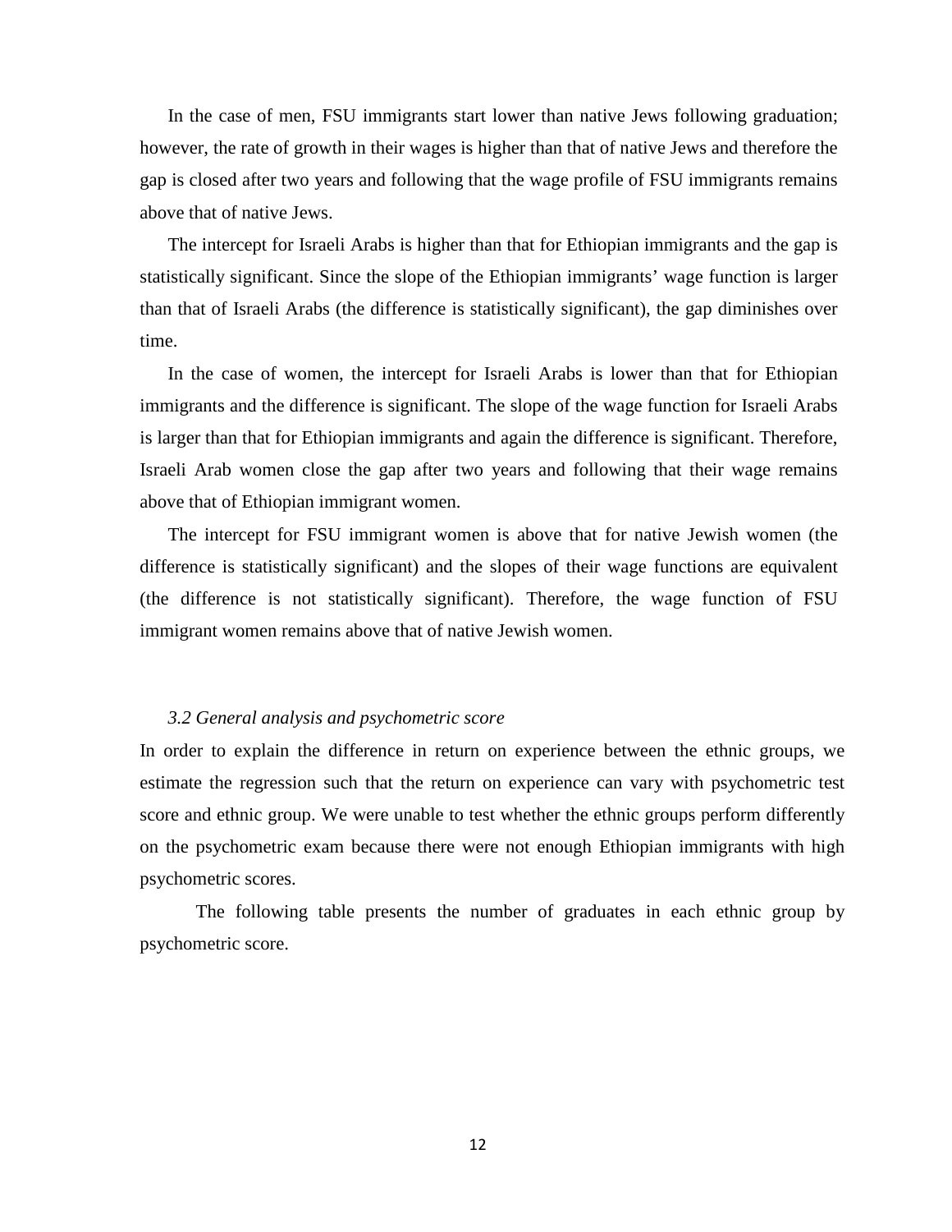In the case of men, FSU immigrants start lower than native Jews following graduation; however, the rate of growth in their wages is higher than that of native Jews and therefore the gap is closed after two years and following that the wage profile of FSU immigrants remains above that of native Jews.

The intercept for Israeli Arabs is higher than that for Ethiopian immigrants and the gap is statistically significant. Since the slope of the Ethiopian immigrants' wage function is larger than that of Israeli Arabs (the difference is statistically significant), the gap diminishes over time.

In the case of women, the intercept for Israeli Arabs is lower than that for Ethiopian immigrants and the difference is significant. The slope of the wage function for Israeli Arabs is larger than that for Ethiopian immigrants and again the difference is significant. Therefore, Israeli Arab women close the gap after two years and following that their wage remains above that of Ethiopian immigrant women.

The intercept for FSU immigrant women is above that for native Jewish women (the difference is statistically significant) and the slopes of their wage functions are equivalent (the difference is not statistically significant). Therefore, the wage function of FSU immigrant women remains above that of native Jewish women.

### *3.2 General analysis and psychometric score*

In order to explain the difference in return on experience between the ethnic groups, we estimate the regression such that the return on experience can vary with psychometric test score and ethnic group. We were unable to test whether the ethnic groups perform differently on the psychometric exam because there were not enough Ethiopian immigrants with high psychometric scores.

The following table presents the number of graduates in each ethnic group by psychometric score.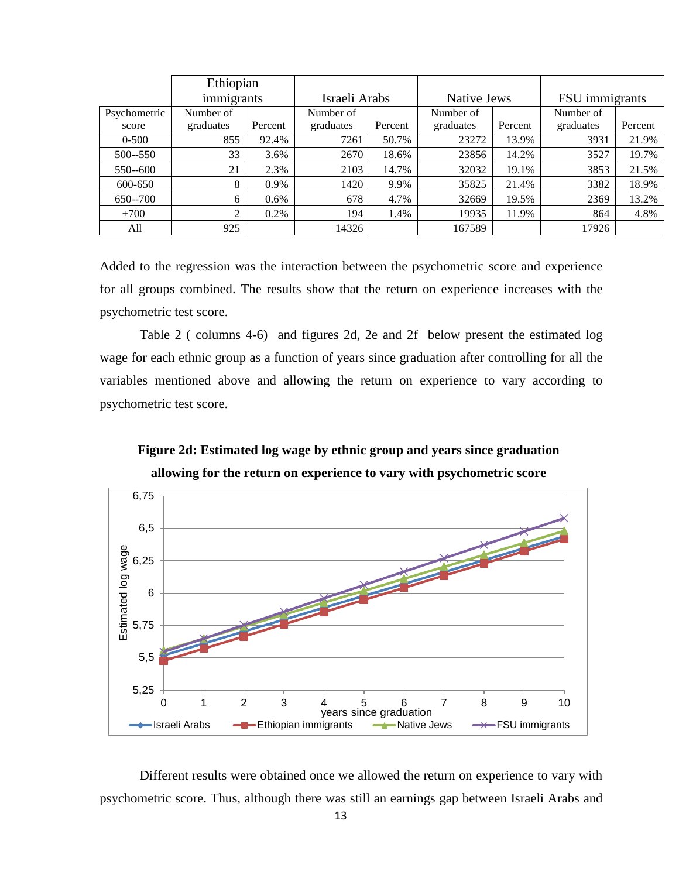| | Ethiopian immigrants | | Israeli Arabs | | Native Jews | | FSU immigrants | |
|---|---|---|---|---|---|---|---|---|
| Psychometric score | Number of graduates | Percent | Number of graduates | Percent | Number of graduates | Percent | Number of graduates | Percent |
| 0-500 | 855 | 92.4% | 7261 | 50.7% | 23272 | 13.9% | 3931 | 21.9% |
| 500--550 | 33 | 3.6% | 2670 | 18.6% | 23856 | 14.2% | 3527 | 19.7% |
| 550--600 | 21 | 2.3% | 2103 | 14.7% | 32032 | 19.1% | 3853 | 21.5% |
| 600-650 | 8 | 0.9% | 1420 | 9.9% | 35825 | 21.4% | 3382 | 18.9% |
| 650--700 | 6 | 0.6% | 678 | 4.7% | 32669 | 19.5% | 2369 | 13.2% |
| +700 | 2 | 0.2% | 194 | 1.4% | 19935 | 11.9% | 864 | 4.8% |
| All | 925 | | 14326 | | 167589 | | 17926 | |

Added to the regression was the interaction between the psychometric score and experience for all groups combined. The results show that the return on experience increases with the psychometric test score.

Table 2 ( columns 4-6) and figures 2d, 2e and 2f below present the estimated log wage for each ethnic group as a function of years since graduation after controlling for all the variables mentioned above and allowing the return on experience to vary according to psychometric test score.

**Figure 2d: Estimated log wage by ethnic group and years since graduation allowing for the return on experience to vary with psychometric score**

Different results were obtained once we allowed the return on experience to vary with psychometric score. Thus, although there was still an earnings gap between Israeli Arabs and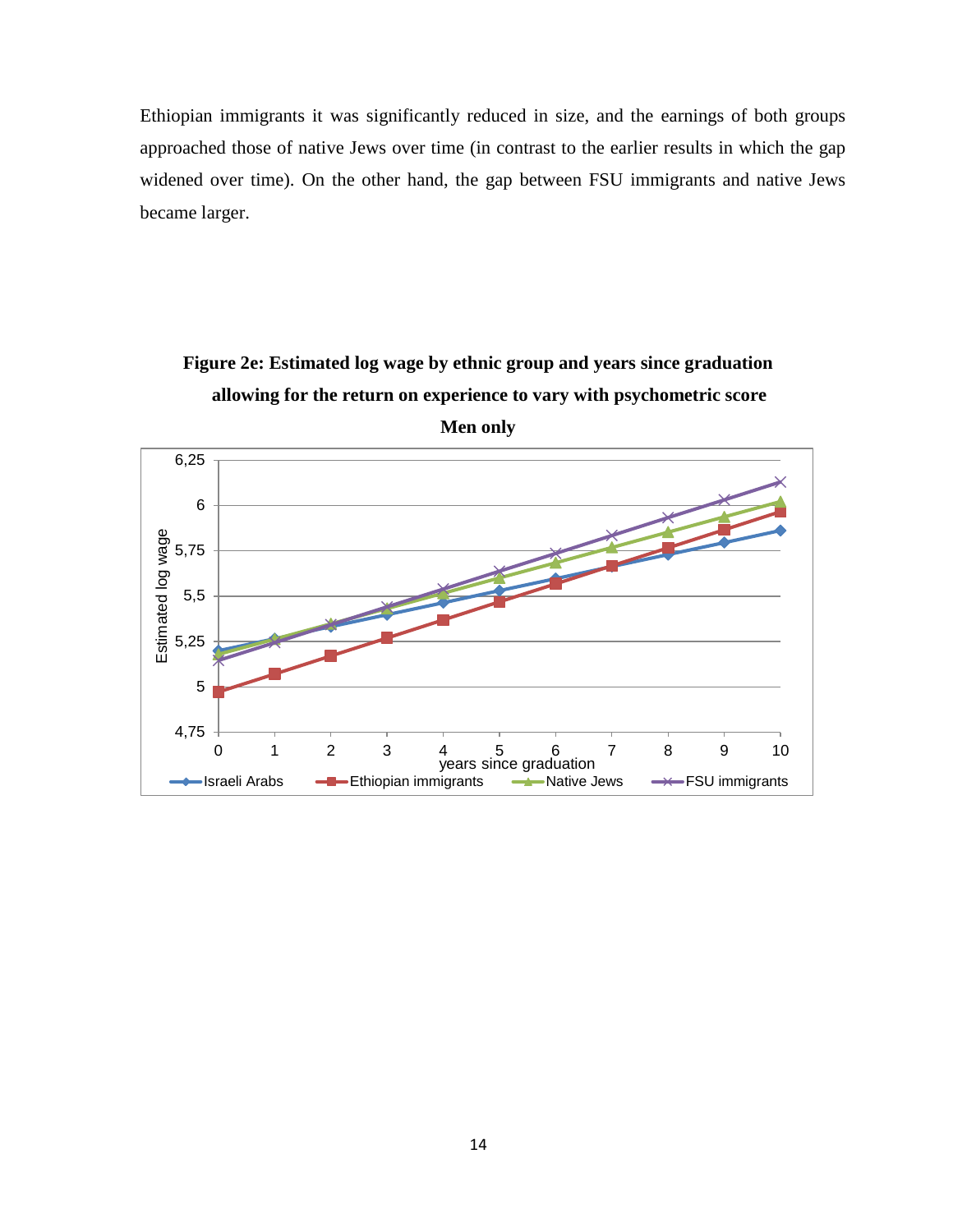Ethiopian immigrants it was significantly reduced in size, and the earnings of both groups approached those of native Jews over time (in contrast to the earlier results in which the gap widened over time). On the other hand, the gap between FSU immigrants and native Jews became larger.

**Figure 2e: Estimated log wage by ethnic group and years since graduation allowing for the return on experience to vary with psychometric score**

**Men only**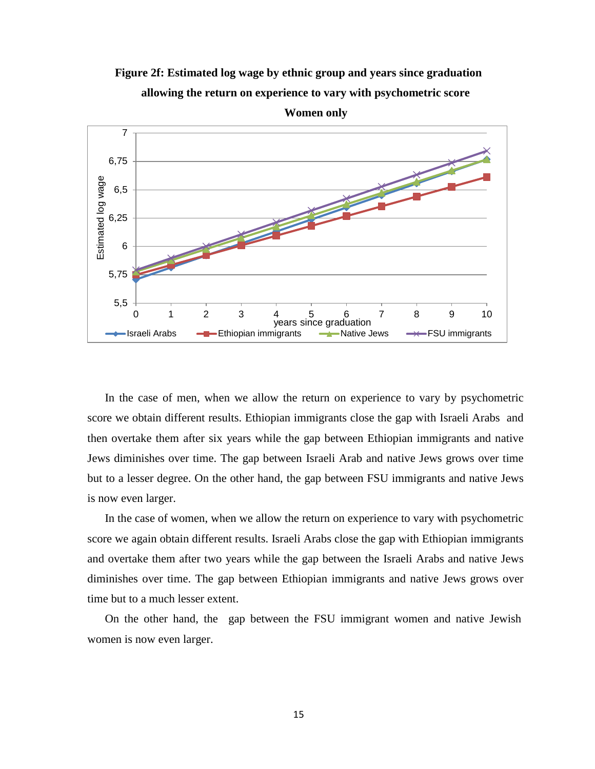**Figure 2f: Estimated log wage by ethnic group and years since graduation allowing the return on experience to vary with psychometric score**

**Women only**

In the case of men, when we allow the return on experience to vary by psychometric score we obtain different results. Ethiopian immigrants close the gap with Israeli Arabs and then overtake them after six years while the gap between Ethiopian immigrants and native Jews diminishes over time. The gap between Israeli Arab and native Jews grows over time but to a lesser degree. On the other hand, the gap between FSU immigrants and native Jews is now even larger.

In the case of women, when we allow the return on experience to vary with psychometric score we again obtain different results. Israeli Arabs close the gap with Ethiopian immigrants and overtake them after two years while the gap between the Israeli Arabs and native Jews diminishes over time. The gap between Ethiopian immigrants and native Jews grows over time but to a much lesser extent.

On the other hand, the gap between the FSU immigrant women and native Jewish women is now even larger.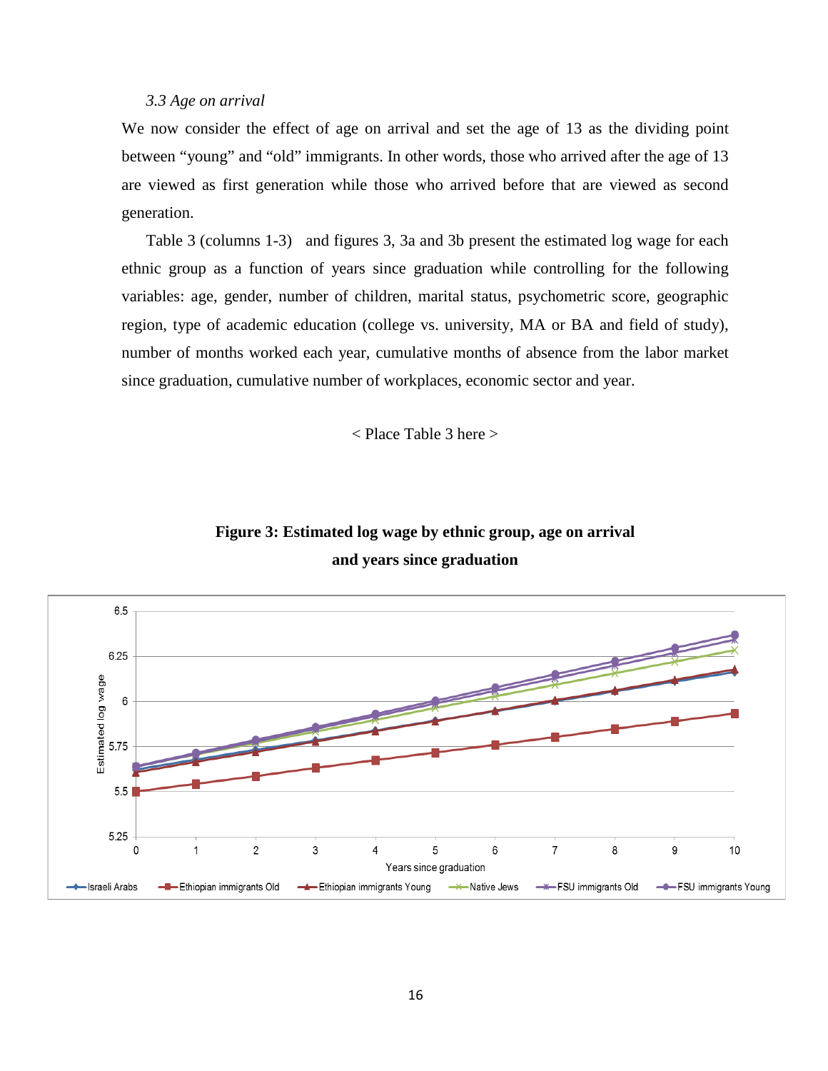*3.3 Age on arrival*

We now consider the effect of age on arrival and set the age of 13 as the dividing point between "young" and "old" immigrants. In other words, those who arrived after the age of 13 are viewed as first generation while those who arrived before that are viewed as second generation.

Table 3 (columns 1-3) and figures 3, 3a and 3b present the estimated log wage for each ethnic group as a function of years since graduation while controlling for the following variables: age, gender, number of children, marital status, psychometric score, geographic region, type of academic education (college vs. university, MA or BA and field of study), number of months worked each year, cumulative months of absence from the labor market since graduation, cumulative number of workplaces, economic sector and year.

< Place Table 3 here >

**Figure 3: Estimated log wage by ethnic group, age on arrival and years since graduation**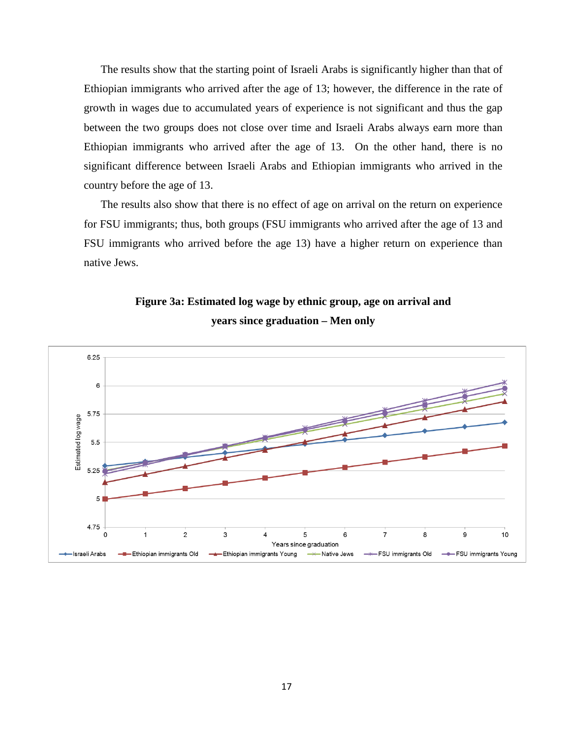The results show that the starting point of Israeli Arabs is significantly higher than that of Ethiopian immigrants who arrived after the age of 13; however, the difference in the rate of growth in wages due to accumulated years of experience is not significant and thus the gap between the two groups does not close over time and Israeli Arabs always earn more than Ethiopian immigrants who arrived after the age of 13. On the other hand, there is no significant difference between Israeli Arabs and Ethiopian immigrants who arrived in the country before the age of 13.

The results also show that there is no effect of age on arrival on the return on experience for FSU immigrants; thus, both groups (FSU immigrants who arrived after the age of 13 and FSU immigrants who arrived before the age 13) have a higher return on experience than native Jews.

**Figure 3a: Estimated log wage by ethnic group, age on arrival and years since graduation – Men only**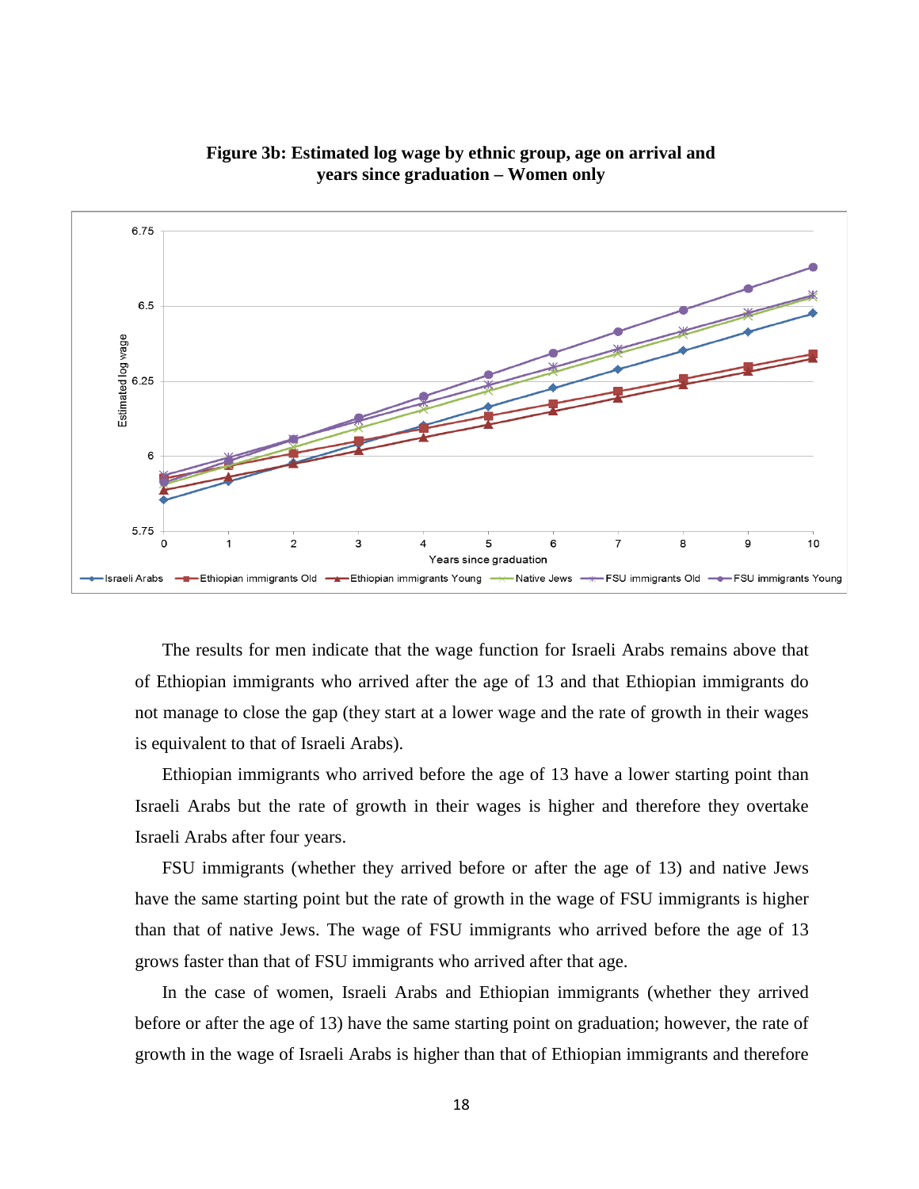**Figure 3b: Estimated log wage by ethnic group, age on arrival and years since graduation – Women only**

The results for men indicate that the wage function for Israeli Arabs remains above that of Ethiopian immigrants who arrived after the age of 13 and that Ethiopian immigrants do not manage to close the gap (they start at a lower wage and the rate of growth in their wages is equivalent to that of Israeli Arabs).

Ethiopian immigrants who arrived before the age of 13 have a lower starting point than Israeli Arabs but the rate of growth in their wages is higher and therefore they overtake Israeli Arabs after four years.

FSU immigrants (whether they arrived before or after the age of 13) and native Jews have the same starting point but the rate of growth in the wage of FSU immigrants is higher than that of native Jews. The wage of FSU immigrants who arrived before the age of 13 grows faster than that of FSU immigrants who arrived after that age.

In the case of women, Israeli Arabs and Ethiopian immigrants (whether they arrived before or after the age of 13) have the same starting point on graduation; however, the rate of growth in the wage of Israeli Arabs is higher than that of Ethiopian immigrants and therefore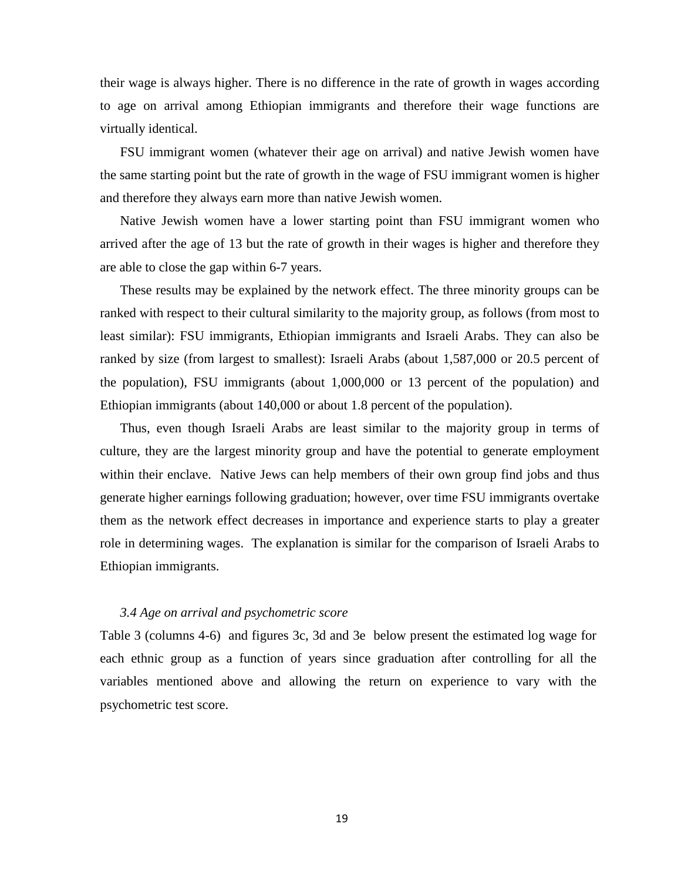their wage is always higher. There is no difference in the rate of growth in wages according to age on arrival among Ethiopian immigrants and therefore their wage functions are virtually identical.

FSU immigrant women (whatever their age on arrival) and native Jewish women have the same starting point but the rate of growth in the wage of FSU immigrant women is higher and therefore they always earn more than native Jewish women.

Native Jewish women have a lower starting point than FSU immigrant women who arrived after the age of 13 but the rate of growth in their wages is higher and therefore they are able to close the gap within 6-7 years.

These results may be explained by the network effect. The three minority groups can be ranked with respect to their cultural similarity to the majority group, as follows (from most to least similar): FSU immigrants, Ethiopian immigrants and Israeli Arabs. They can also be ranked by size (from largest to smallest): Israeli Arabs (about 1,587,000 or 20.5 percent of the population), FSU immigrants (about 1,000,000 or 13 percent of the population) and Ethiopian immigrants (about 140,000 or about 1.8 percent of the population).

Thus, even though Israeli Arabs are least similar to the majority group in terms of culture, they are the largest minority group and have the potential to generate employment within their enclave. Native Jews can help members of their own group find jobs and thus generate higher earnings following graduation; however, over time FSU immigrants overtake them as the network effect decreases in importance and experience starts to play a greater role in determining wages. The explanation is similar for the comparison of Israeli Arabs to Ethiopian immigrants.

### *3.4 Age on arrival and psychometric score*

Table 3 (columns 4-6) and figures 3c, 3d and 3e below present the estimated log wage for each ethnic group as a function of years since graduation after controlling for all the variables mentioned above and allowing the return on experience to vary with the psychometric test score.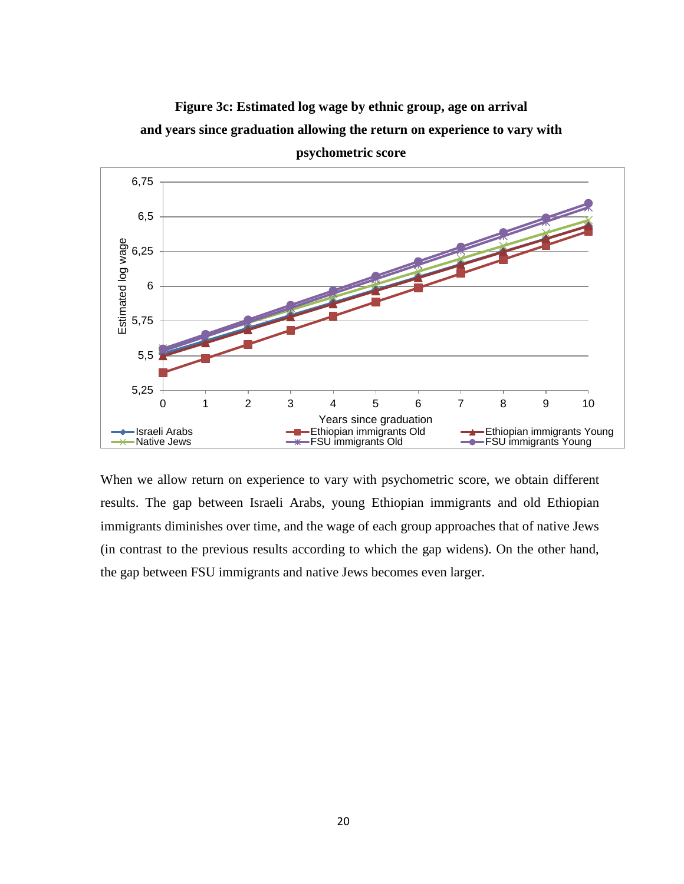**Figure 3c: Estimated log wage by ethnic group, age on arrival and years since graduation allowing the return on experience to vary with psychometric score**

When we allow return on experience to vary with psychometric score, we obtain different results. The gap between Israeli Arabs, young Ethiopian immigrants and old Ethiopian immigrants diminishes over time, and the wage of each group approaches that of native Jews (in contrast to the previous results according to which the gap widens). On the other hand, the gap between FSU immigrants and native Jews becomes even larger.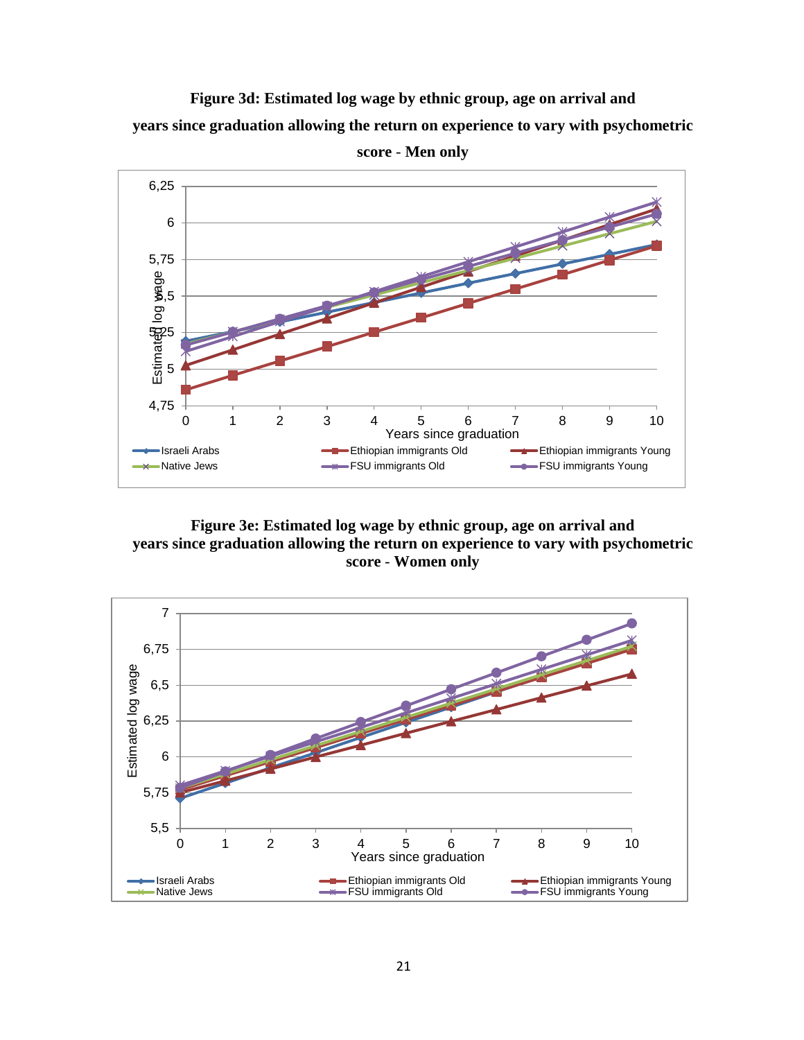**Figure 3d: Estimated log wage by ethnic group, age on arrival and years since graduation allowing the return on experience to vary with psychometric score - Men only**

**Figure 3e: Estimated log wage by ethnic group, age on arrival and years since graduation allowing the return on experience to vary with psychometric score - Women only**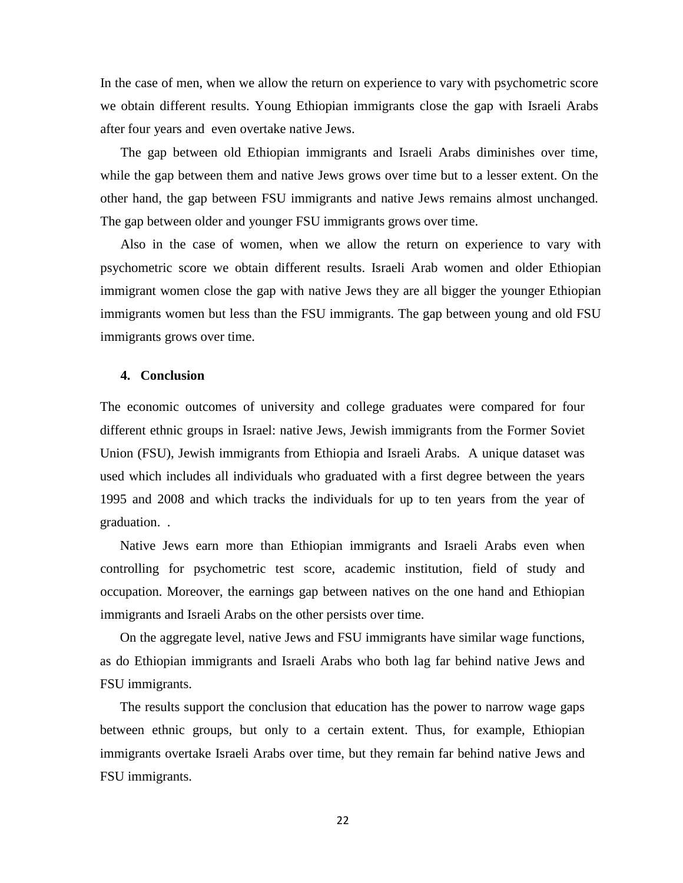In the case of men, when we allow the return on experience to vary with psychometric score we obtain different results. Young Ethiopian immigrants close the gap with Israeli Arabs after four years and even overtake native Jews.

The gap between old Ethiopian immigrants and Israeli Arabs diminishes over time, while the gap between them and native Jews grows over time but to a lesser extent. On the other hand, the gap between FSU immigrants and native Jews remains almost unchanged. The gap between older and younger FSU immigrants grows over time.

Also in the case of women, when we allow the return on experience to vary with psychometric score we obtain different results. Israeli Arab women and older Ethiopian immigrant women close the gap with native Jews they are all bigger the younger Ethiopian immigrants women but less than the FSU immigrants. The gap between young and old FSU immigrants grows over time.

## 4. Conclusion

The economic outcomes of university and college graduates were compared for four different ethnic groups in Israel: native Jews, Jewish immigrants from the Former Soviet Union (FSU), Jewish immigrants from Ethiopia and Israeli Arabs. A unique dataset was used which includes all individuals who graduated with a first degree between the years 1995 and 2008 and which tracks the individuals for up to ten years from the year of graduation. .

Native Jews earn more than Ethiopian immigrants and Israeli Arabs even when controlling for psychometric test score, academic institution, field of study and occupation. Moreover, the earnings gap between natives on the one hand and Ethiopian immigrants and Israeli Arabs on the other persists over time.

On the aggregate level, native Jews and FSU immigrants have similar wage functions, as do Ethiopian immigrants and Israeli Arabs who both lag far behind native Jews and FSU immigrants.

The results support the conclusion that education has the power to narrow wage gaps between ethnic groups, but only to a certain extent. Thus, for example, Ethiopian immigrants overtake Israeli Arabs over time, but they remain far behind native Jews and FSU immigrants.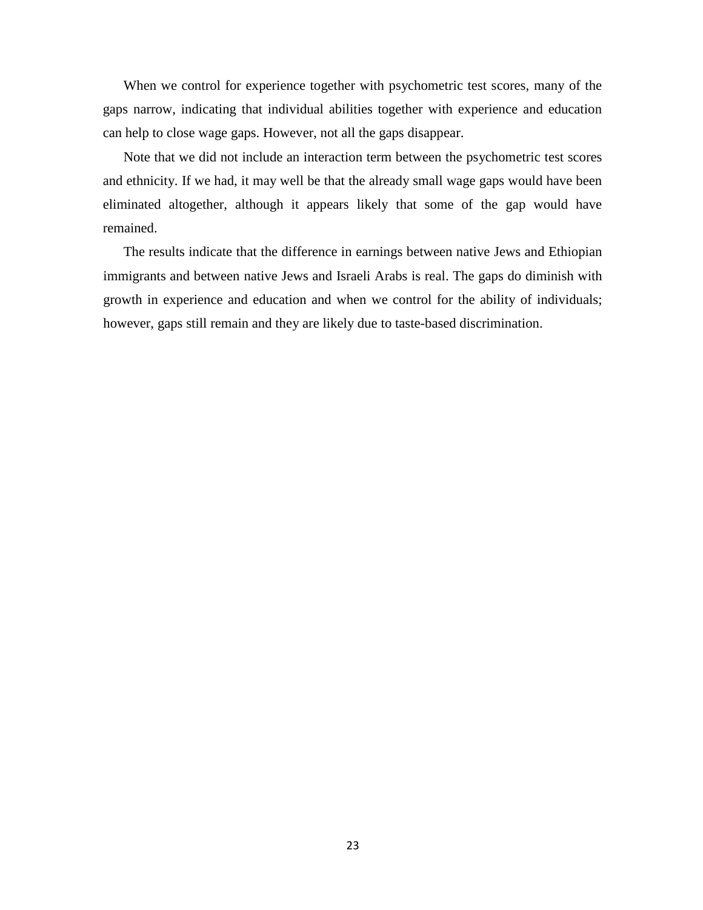When we control for experience together with psychometric test scores, many of the gaps narrow, indicating that individual abilities together with experience and education can help to close wage gaps. However, not all the gaps disappear.

Note that we did not include an interaction term between the psychometric test scores and ethnicity. If we had, it may well be that the already small wage gaps would have been eliminated altogether, although it appears likely that some of the gap would have remained.

The results indicate that the difference in earnings between native Jews and Ethiopian immigrants and between native Jews and Israeli Arabs is real. The gaps do diminish with growth in experience and education and when we control for the ability of individuals; however, gaps still remain and they are likely due to taste-based discrimination.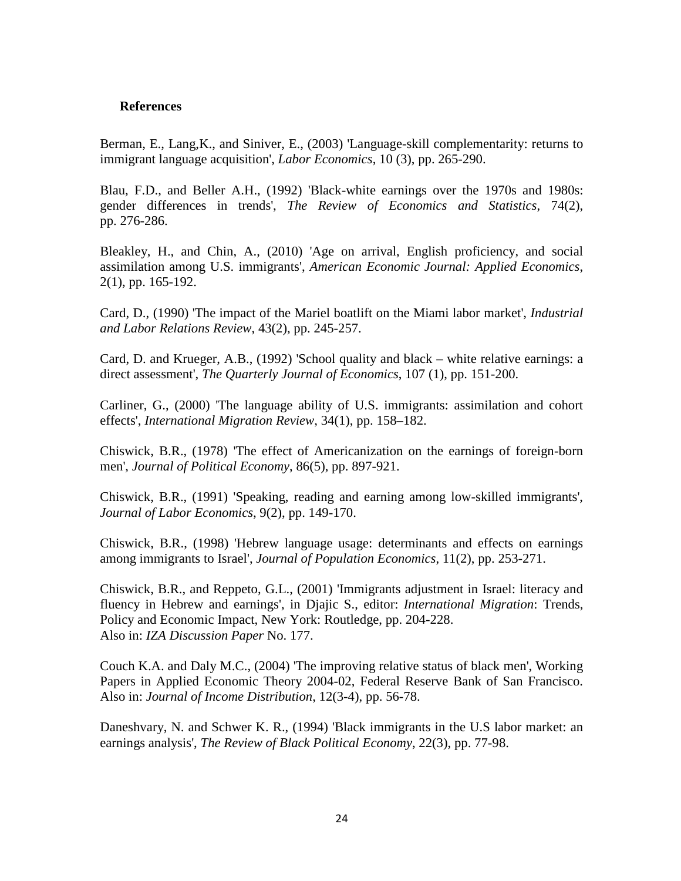**References**

Berman, E., Lang,K., and Siniver, E., (2003) 'Language-skill complementarity: returns to immigrant language acquisition', *Labor Economics*, 10 (3), pp. 265-290.

Blau, F.D., and Beller A.H., (1992) 'Black-white earnings over the 1970s and 1980s: gender differences in trends', *The Review of Economics and Statistics*, 74(2), pp. 276-286.

Bleakley, H., and Chin, A., (2010) 'Age on arrival, English proficiency, and social assimilation among U.S. immigrants', *American Economic Journal: Applied Economics*, 2(1), pp. 165-192.

Card, D., (1990) 'The impact of the Mariel boatlift on the Miami labor market', *Industrial and Labor Relations Review*, 43(2), pp. 245-257.

Card, D. and Krueger, A.B., (1992) 'School quality and black – white relative earnings: a direct assessment', *The Quarterly Journal of Economics*, 107 (1), pp. 151-200.

Carliner, G., (2000) 'The language ability of U.S. immigrants: assimilation and cohort effects', *International Migration Review*, 34(1), pp. 158–182.

Chiswick, B.R., (1978) 'The effect of Americanization on the earnings of foreign-born men', *Journal of Political Economy*, 86(5), pp. 897-921.

Chiswick, B.R., (1991) 'Speaking, reading and earning among low-skilled immigrants', *Journal of Labor Economics*, 9(2), pp. 149-170.

Chiswick, B.R., (1998) 'Hebrew language usage: determinants and effects on earnings among immigrants to Israel', *Journal of Population Economics*, 11(2), pp. 253-271.

Chiswick, B.R., and Reppeto, G.L., (2001) 'Immigrants adjustment in Israel: literacy and fluency in Hebrew and earnings', in Djajic S., editor: *International Migration*: Trends, Policy and Economic Impact, New York: Routledge, pp. 204-228.
Also in: *IZA Discussion Paper* No. 177.

Couch K.A. and Daly M.C., (2004) 'The improving relative status of black men', Working Papers in Applied Economic Theory 2004-02, Federal Reserve Bank of San Francisco. Also in: *Journal of Income Distribution*, 12(3-4), pp. 56-78.

Daneshvary, N. and Schwer K. R., (1994) 'Black immigrants in the U.S labor market: an earnings analysis', *The Review of Black Political Economy*, 22(3), pp. 77-98.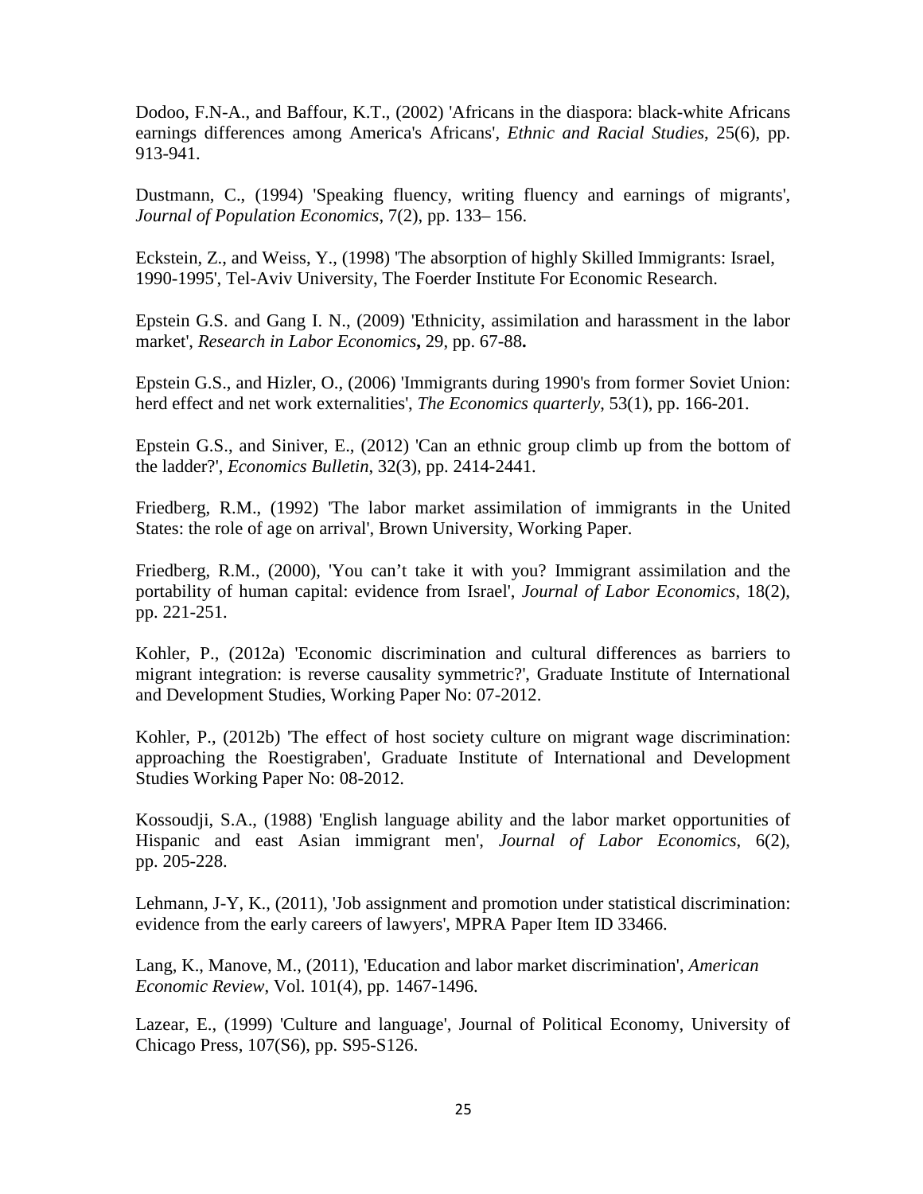Dodoo, F.N-A., and Baffour, K.T., (2002) 'Africans in the diaspora: black-white Africans earnings differences among America's Africans', *Ethnic and Racial Studies*, 25(6), pp. 913-941.

Dustmann, C., (1994) 'Speaking fluency, writing fluency and earnings of migrants', *Journal of Population Economics*, 7(2), pp. 133– 156.

Eckstein, Z., and Weiss, Y., (1998) 'The absorption of highly Skilled Immigrants: Israel, 1990-1995', Tel-Aviv University, The Foerder Institute For Economic Research.

Epstein G.S. and Gang I. N., (2009) 'Ethnicity, assimilation and harassment in the labor market', *Research in Labor Economics***,** 29, pp. 67-88**.**

Epstein G.S., and Hizler, O., (2006) 'Immigrants during 1990's from former Soviet Union: herd effect and net work externalities', *The Economics quarterly*, 53(1), pp. 166-201.

Epstein G.S., and Siniver, E., (2012) 'Can an ethnic group climb up from the bottom of the ladder?', *Economics Bulletin*, 32(3), pp. 2414-2441.

Friedberg, R.M., (1992) 'The labor market assimilation of immigrants in the United States: the role of age on arrival', Brown University, Working Paper.

Friedberg, R.M., (2000), 'You can't take it with you? Immigrant assimilation and the portability of human capital: evidence from Israel', *Journal of Labor Economics*, 18(2), pp. 221-251.

Kohler, P., (2012a) 'Economic discrimination and cultural differences as barriers to migrant integration: is reverse causality symmetric?', Graduate Institute of International and Development Studies, Working Paper No: 07-2012.

Kohler, P., (2012b) 'The effect of host society culture on migrant wage discrimination: approaching the Roestigraben', Graduate Institute of International and Development Studies Working Paper No: 08-2012.

Kossoudji, S.A., (1988) 'English language ability and the labor market opportunities of Hispanic and east Asian immigrant men', *Journal of Labor Economics*, 6(2), pp. 205-228.

Lehmann, J-Y, K., (2011), 'Job assignment and promotion under statistical discrimination: evidence from the early careers of lawyers', MPRA Paper Item ID 33466.

Lang, K., Manove, M., (2011), 'Education and labor market discrimination', *American Economic Review*, Vol. 101(4), pp. 1467-1496.

Lazear, E., (1999) 'Culture and language', Journal of Political Economy, University of Chicago Press, 107(S6), pp. S95-S126.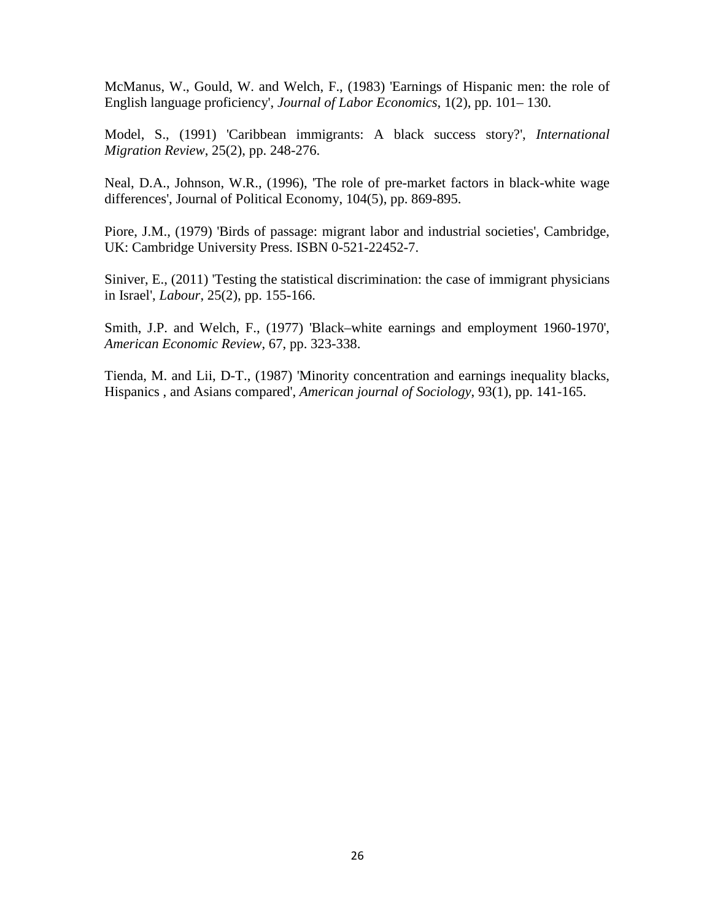McManus, W., Gould, W. and Welch, F., (1983) 'Earnings of Hispanic men: the role of English language proficiency', *Journal of Labor Economics*, 1(2), pp. 101– 130.

Model, S., (1991) 'Caribbean immigrants: A black success story?', *International Migration Review*, 25(2), pp. 248-276.

Neal, D.A., Johnson, W.R., (1996), 'The role of pre-market factors in black-white wage differences', Journal of Political Economy, 104(5), pp. 869-895.

Piore, J.M., (1979) 'Birds of passage: migrant labor and industrial societies', Cambridge, UK: Cambridge University Press. ISBN 0-521-22452-7.

Siniver, E., (2011) 'Testing the statistical discrimination: the case of immigrant physicians in Israel', *Labour*, 25(2), pp. 155-166.

Smith, J.P. and Welch, F., (1977) 'Black–white earnings and employment 1960-1970', *American Economic Review*, 67, pp. 323-338.

Tienda, M. and Lii, D-T., (1987) 'Minority concentration and earnings inequality blacks, Hispanics , and Asians compared', *American journal of Sociology*, 93(1), pp. 141-165.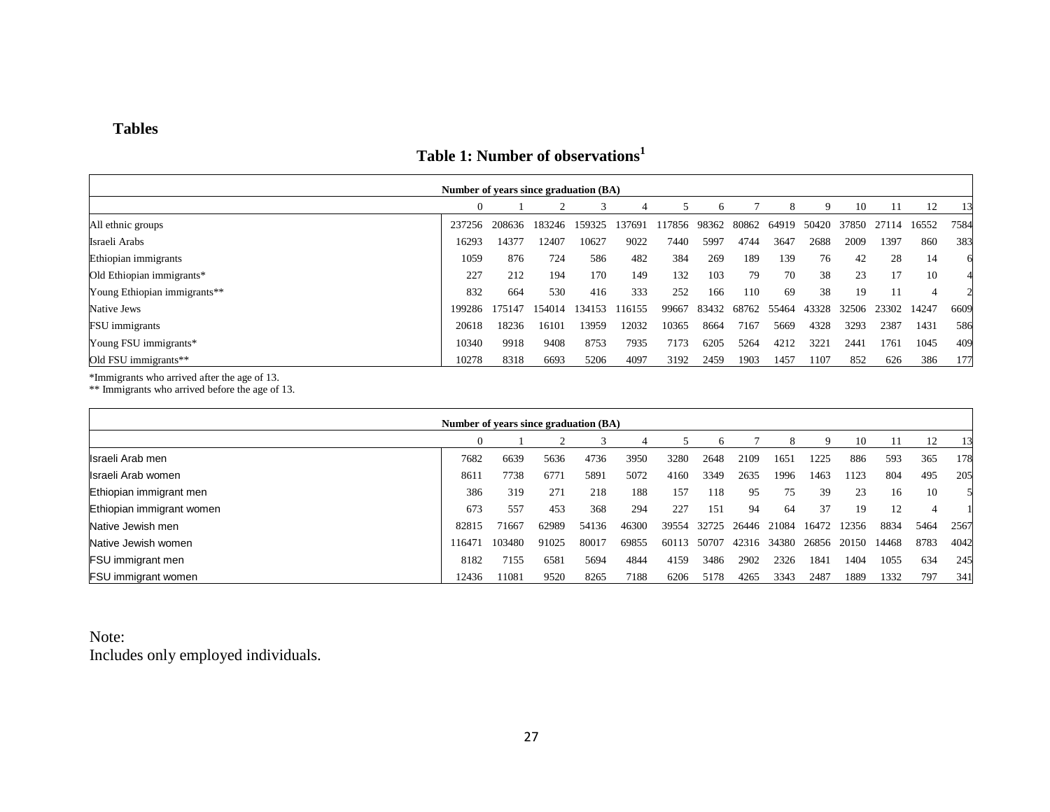## Tables

### Table 1: Number of observations[1]

| | Number of years since graduation (BA) | | | | | | | | | | | | | |
|---|---|---|---|---|---|---|---|---|---|---|---|---|---|---|
| | 0 | 1 | 2 | 3 | 4 | 5 | 6 | 7 | 8 | 9 | 10 | 11 | 12 | 13 |
| All ethnic groups | 237256 | 208636 | 183246 | 159325 | 137691 | 117856 | 98362 | 80862 | 64919 | 50420 | 37850 | 27114 | 16552 | 7584 |
| Israeli Arabs | 16293 | 14377 | 12407 | 10627 | 9022 | 7440 | 5997 | 4744 | 3647 | 2688 | 2009 | 1397 | 860 | 383 |
| Ethiopian immigrants | 1059 | 876 | 724 | 586 | 482 | 384 | 269 | 189 | 139 | 76 | 42 | 28 | 14 | 6 |
| Old Ethiopian immigrants* | 227 | 212 | 194 | 170 | 149 | 132 | 103 | 79 | 70 | 38 | 23 | 17 | 10 | 4 |
| Young Ethiopian immigrants** | 832 | 664 | 530 | 416 | 333 | 252 | 166 | 110 | 69 | 38 | 19 | 11 | 4 | 2 |
| Native Jews | 199286 | 175147 | 154014 | 134153 | 116155 | 99667 | 83432 | 68762 | 55464 | 43328 | 32506 | 23302 | 14247 | 6609 |
| FSU immigrants | 20618 | 18236 | 16101 | 13959 | 12032 | 10365 | 8664 | 7167 | 5669 | 4328 | 3293 | 2387 | 1431 | 586 |
| Young FSU immigrants* | 10340 | 9918 | 9408 | 8753 | 7935 | 7173 | 6205 | 5264 | 4212 | 3221 | 2441 | 1761 | 1045 | 409 |
| Old FSU immigrants** | 10278 | 8318 | 6693 | 5206 | 4097 | 3192 | 2459 | 1903 | 1457 | 1107 | 852 | 626 | 386 | 177 |

*Immigrants who arrived after the age of 13.
** Immigrants who arrived before the age of 13.

| | Number of years since graduation (BA) | | | | | | | | | | | | | |
|---|---|---|---|---|---|---|---|---|---|---|---|---|---|---|
| | 0 | 1 | 2 | 3 | 4 | 5 | 6 | 7 | 8 | 9 | 10 | 11 | 12 | 13 |
| Israeli Arab men | 7682 | 6639 | 5636 | 4736 | 3950 | 3280 | 2648 | 2109 | 1651 | 1225 | 886 | 593 | 365 | 178 |
| Israeli Arab women | 8611 | 7738 | 6771 | 5891 | 5072 | 4160 | 3349 | 2635 | 1996 | 1463 | 1123 | 804 | 495 | 205 |
| Ethiopian immigrant men | 386 | 319 | 271 | 218 | 188 | 157 | 118 | 95 | 75 | 39 | 23 | 16 | 10 | 5 |
| Ethiopian immigrant women | 673 | 557 | 453 | 368 | 294 | 227 | 151 | 94 | 64 | 37 | 19 | 12 | 4 | 1 |
| Native Jewish men | 82815 | 71667 | 62989 | 54136 | 46300 | 39554 | 32725 | 26446 | 21084 | 16472 | 12356 | 8834 | 5464 | 2567 |
| Native Jewish women | 116471 | 103480 | 91025 | 80017 | 69855 | 60113 | 50707 | 42316 | 34380 | 26856 | 20150 | 14468 | 8783 | 4042 |
| FSU immigrant men | 8182 | 7155 | 6581 | 5694 | 4844 | 4159 | 3486 | 2902 | 2326 | 1841 | 1404 | 1055 | 634 | 245 |
| FSU immigrant women | 12436 | 11081 | 9520 | 8265 | 7188 | 6206 | 5178 | 4265 | 3343 | 2487 | 1889 | 1332 | 797 | 341 |

Note:
Includes only employed individuals.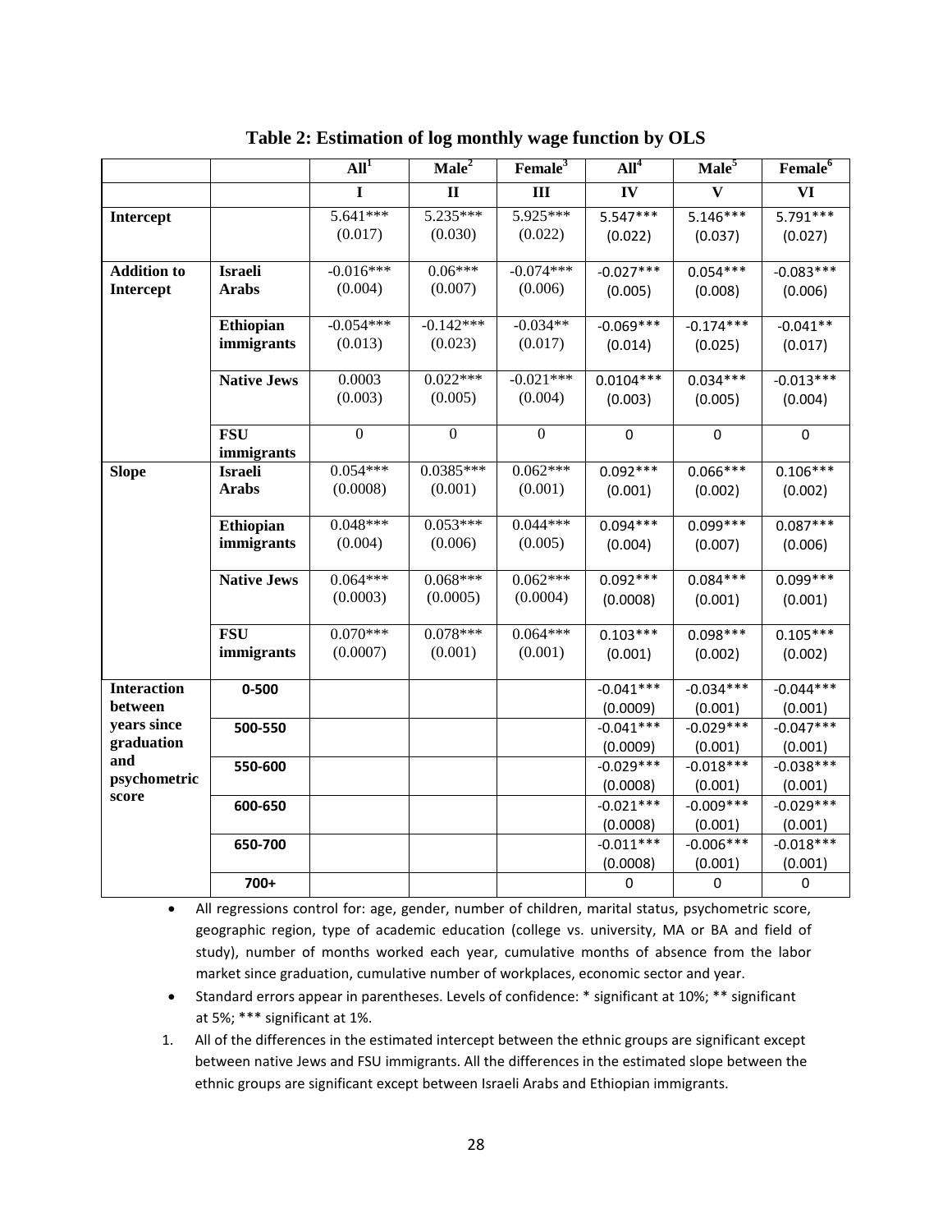**Table 2: Estimation of log monthly wage function by OLS**

| | | All[1] | Male[2] | Female[3] | All[4] | Male[5] | Female[6] |
|---|---|---|---|---|---|---|---|
| | | I | II | III | IV | V | VI |
| **Intercept** | | 5.641*** (0.017) | 5.235*** (0.030) | 5.925*** (0.022) | 5.547*** (0.022) | 5.146*** (0.037) | 5.791*** (0.027) |
| **Addition to Intercept** | **Israeli Arabs** | -0.016*** (0.004) | 0.06*** (0.007) | -0.074*** (0.006) | -0.027*** (0.005) | 0.054*** (0.008) | -0.083*** (0.006) |
| | **Ethiopian immigrants** | -0.054*** (0.013) | -0.142*** (0.023) | -0.034** (0.017) | -0.069*** (0.014) | -0.174*** (0.025) | -0.041** (0.017) |
| | **Native Jews** | 0.0003 (0.003) | 0.022*** (0.005) | -0.021*** (0.004) | 0.0104*** (0.003) | 0.034*** (0.005) | -0.013*** (0.004) |
| | **FSU immigrants** | 0 | 0 | 0 | 0 | 0 | 0 |
| **Slope** | **Israeli Arabs** | 0.054*** (0.0008) | 0.0385*** (0.001) | 0.062*** (0.001) | 0.092*** (0.001) | 0.066*** (0.002) | 0.106*** (0.002) |
| | **Ethiopian immigrants** | 0.048*** (0.004) | 0.053*** (0.006) | 0.044*** (0.005) | 0.094*** (0.004) | 0.099*** (0.007) | 0.087*** (0.006) |
| | **Native Jews** | 0.064*** (0.0003) | 0.068*** (0.0005) | 0.062*** (0.0004) | 0.092*** (0.0008) | 0.084*** (0.001) | 0.099*** (0.001) |
| | **FSU immigrants** | 0.070*** (0.0007) | 0.078*** (0.001) | 0.064*** (0.001) | 0.103*** (0.001) | 0.098*** (0.002) | 0.105*** (0.002) |
| **Interaction between years since graduation and psychometric score** | **0-500** | | | | -0.041*** (0.0009) | -0.034*** (0.001) | -0.044*** (0.001) |
| | **500-550** | | | | -0.041*** (0.0009) | -0.029*** (0.001) | -0.047*** (0.001) |
| | **550-600** | | | | -0.029*** (0.0008) | -0.018*** (0.001) | -0.038*** (0.001) |
| | **600-650** | | | | -0.021*** (0.0008) | -0.009*** (0.001) | -0.029*** (0.001) |
| | **650-700** | | | | -0.011*** (0.0008) | -0.006*** (0.001) | -0.018*** (0.001) |
| | **700+** | | | | 0 | 0 | 0 |

- All regressions control for: age, gender, number of children, marital status, psychometric score, geographic region, type of academic education (college vs. university, MA or BA and field of study), number of months worked each year, cumulative months of absence from the labor market since graduation, cumulative number of workplaces, economic sector and year.
- Standard errors appear in parentheses. Levels of confidence: * significant at 10%; ** significant at 5%; *** significant at 1%.

1. All of the differences in the estimated intercept between the ethnic groups are significant except between native Jews and FSU immigrants. All the differences in the estimated slope between the ethnic groups are significant except between Israeli Arabs and Ethiopian immigrants.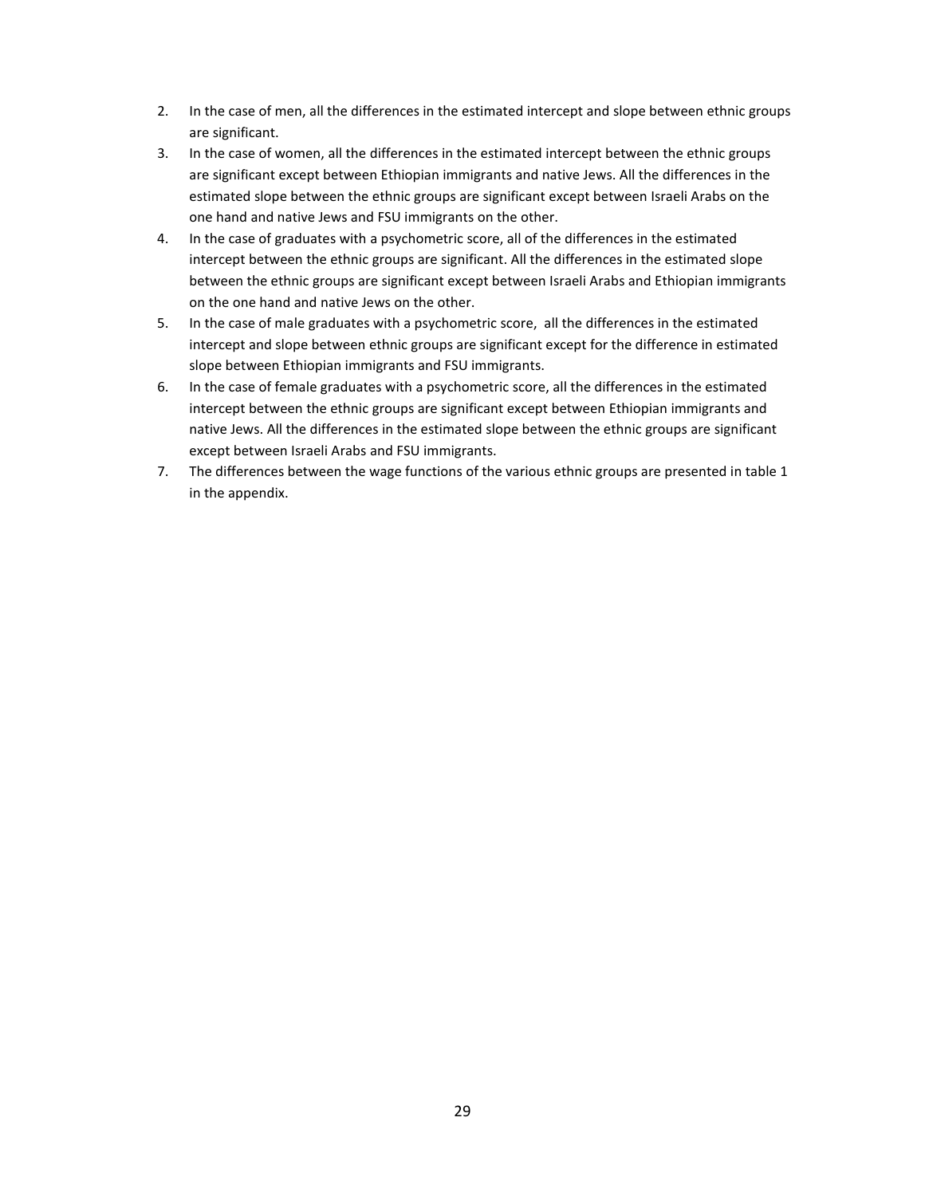2. In the case of men, all the differences in the estimated intercept and slope between ethnic groups are significant.
3. In the case of women, all the differences in the estimated intercept between the ethnic groups are significant except between Ethiopian immigrants and native Jews. All the differences in the estimated slope between the ethnic groups are significant except between Israeli Arabs on the one hand and native Jews and FSU immigrants on the other.
4. In the case of graduates with a psychometric score, all of the differences in the estimated intercept between the ethnic groups are significant. All the differences in the estimated slope between the ethnic groups are significant except between Israeli Arabs and Ethiopian immigrants on the one hand and native Jews on the other.
5. In the case of male graduates with a psychometric score, all the differences in the estimated intercept and slope between ethnic groups are significant except for the difference in estimated slope between Ethiopian immigrants and FSU immigrants.
6. In the case of female graduates with a psychometric score, all the differences in the estimated intercept between the ethnic groups are significant except between Ethiopian immigrants and native Jews. All the differences in the estimated slope between the ethnic groups are significant except between Israeli Arabs and FSU immigrants.
7. The differences between the wage functions of the various ethnic groups are presented in table 1 in the appendix.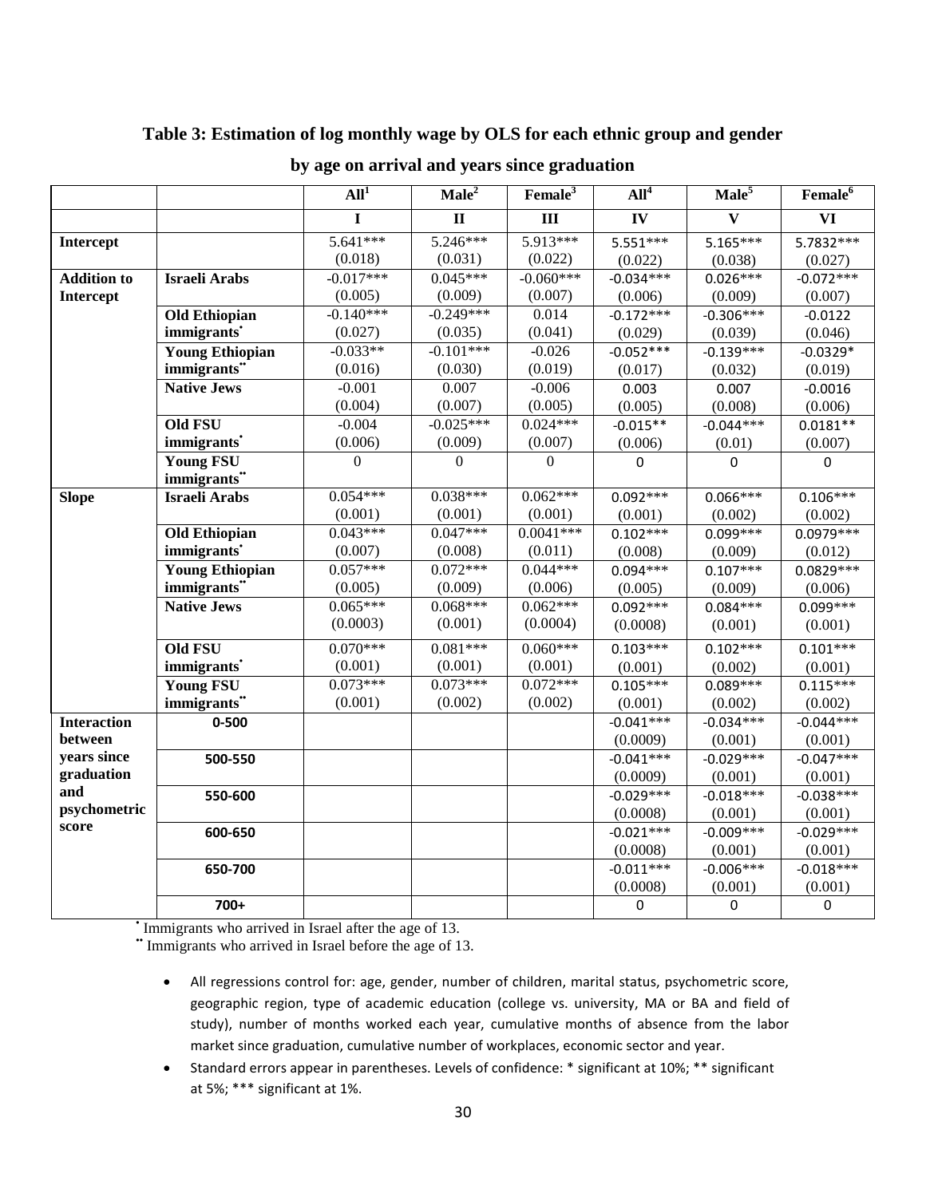**Table 3: Estimation of log monthly wage by OLS for each ethnic group and gender by age on arrival and years since graduation**

| | | All[1] | Male[2] | Female[3] | All[4] | Male[5] | Female[6] |
|---|---|---|---|---|---|---|---|
| | | **I** | **II** | **III** | **IV** | **V** | **VI** |
| **Intercept** | | 5.641*** (0.018) | 5.246*** (0.031) | 5.913*** (0.022) | 5.551*** (0.022) | 5.165*** (0.038) | 5.7832*** (0.027) |
| **Addition to Intercept** | **Israeli Arabs** | -0.017*** (0.005) | 0.045*** (0.009) | -0.060*** (0.007) | -0.034*** (0.006) | 0.026*** (0.009) | -0.072*** (0.007) |
| | **Old Ethiopian immigrants*** | -0.140*** (0.027) | -0.249*** (0.035) | 0.014 (0.041) | -0.172*** (0.029) | -0.306*** (0.039) | -0.0122 (0.046) |
| | **Young Ethiopian immigrants**** | -0.033** (0.016) | -0.101*** (0.030) | -0.026 (0.019) | -0.052*** (0.017) | -0.139*** (0.032) | -0.0329* (0.019) |
| | **Native Jews** | -0.001 (0.004) | 0.007 (0.007) | -0.006 (0.005) | 0.003 (0.005) | 0.007 (0.008) | -0.0016 (0.006) |
| | **Old FSU immigrants*** | -0.004 (0.006) | -0.025*** (0.009) | 0.024*** (0.007) | -0.015** (0.006) | -0.044*** (0.01) | 0.0181** (0.007) |
| | **Young FSU immigrants**** | 0 | 0 | 0 | 0 | 0 | 0 |
| **Slope** | **Israeli Arabs** | 0.054*** (0.001) | 0.038*** (0.001) | 0.062*** (0.001) | 0.092*** (0.001) | 0.066*** (0.002) | 0.106*** (0.002) |
| | **Old Ethiopian immigrants*** | 0.043*** (0.007) | 0.047*** (0.008) | 0.0041*** (0.011) | 0.102*** (0.008) | 0.099*** (0.009) | 0.0979*** (0.012) |
| | **Young Ethiopian immigrants**** | 0.057*** (0.005) | 0.072*** (0.009) | 0.044*** (0.006) | 0.094*** (0.005) | 0.107*** (0.009) | 0.0829*** (0.006) |
| | **Native Jews** | 0.065*** (0.0003) | 0.068*** (0.001) | 0.062*** (0.0004) | 0.092*** (0.0008) | 0.084*** (0.001) | 0.099*** (0.001) |
| | **Old FSU immigrants*** | 0.070*** (0.001) | 0.081*** (0.001) | 0.060*** (0.001) | 0.103*** (0.001) | 0.102*** (0.002) | 0.101*** (0.001) |
| | **Young FSU immigrants**** | 0.073*** (0.001) | 0.073*** (0.002) | 0.072*** (0.002) | 0.105*** (0.001) | 0.089*** (0.002) | 0.115*** (0.002) |
| **Interaction between years since graduation and psychometric score** | **0-500** | | | | -0.041*** (0.0009) | -0.034*** (0.001) | -0.044*** (0.001) |
| | **500-550** | | | | -0.041*** (0.0009) | -0.029*** (0.001) | -0.047*** (0.001) |
| | **550-600** | | | | -0.029*** (0.0008) | -0.018*** (0.001) | -0.038*** (0.001) |
| | **600-650** | | | | -0.021*** (0.0008) | -0.009*** (0.001) | -0.029*** (0.001) |
| | **650-700** | | | | -0.011*** (0.0008) | -0.006*** (0.001) | -0.018*** (0.001) |
| | **700+** | | | | 0 | 0 | 0 |

* Immigrants who arrived in Israel after the age of 13.

** Immigrants who arrived in Israel before the age of 13.

- All regressions control for: age, gender, number of children, marital status, psychometric score, geographic region, type of academic education (college vs. university, MA or BA and field of study), number of months worked each year, cumulative months of absence from the labor market since graduation, cumulative number of workplaces, economic sector and year.
- Standard errors appear in parentheses. Levels of confidence: * significant at 10%; ** significant at 5%; *** significant at 1%.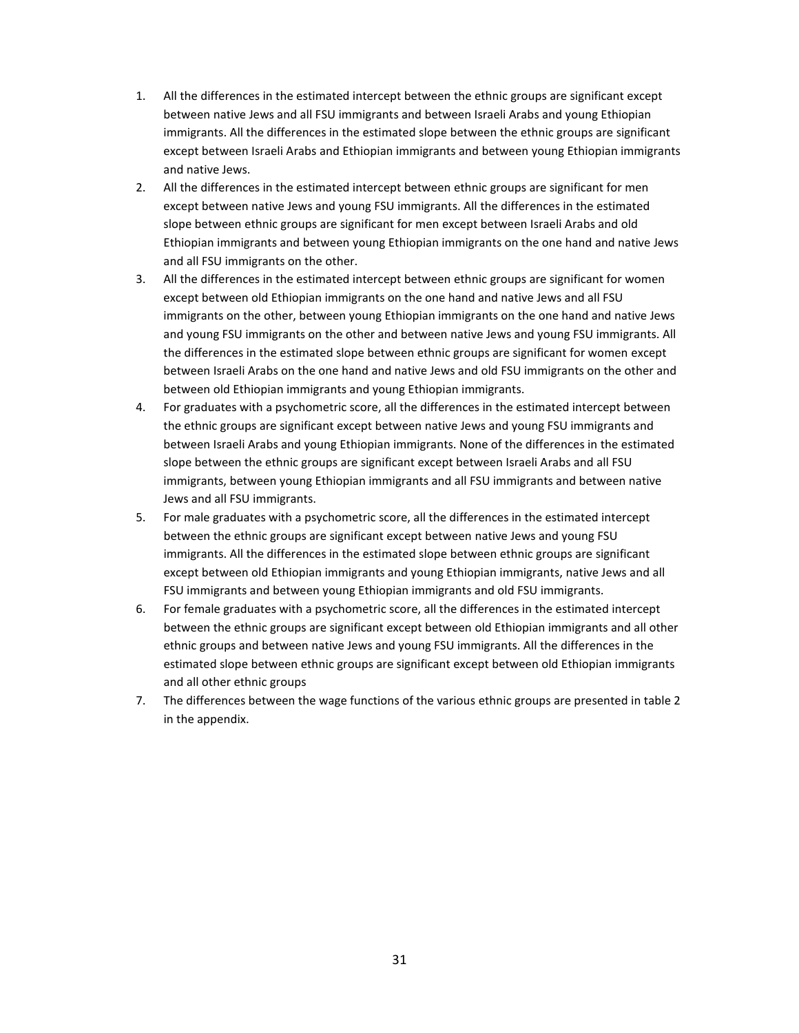1. All the differences in the estimated intercept between the ethnic groups are significant except between native Jews and all FSU immigrants and between Israeli Arabs and young Ethiopian immigrants. All the differences in the estimated slope between the ethnic groups are significant except between Israeli Arabs and Ethiopian immigrants and between young Ethiopian immigrants and native Jews.
2. All the differences in the estimated intercept between ethnic groups are significant for men except between native Jews and young FSU immigrants. All the differences in the estimated slope between ethnic groups are significant for men except between Israeli Arabs and old Ethiopian immigrants and between young Ethiopian immigrants on the one hand and native Jews and all FSU immigrants on the other.
3. All the differences in the estimated intercept between ethnic groups are significant for women except between old Ethiopian immigrants on the one hand and native Jews and all FSU immigrants on the other, between young Ethiopian immigrants on the one hand and native Jews and young FSU immigrants on the other and between native Jews and young FSU immigrants. All the differences in the estimated slope between ethnic groups are significant for women except between Israeli Arabs on the one hand and native Jews and old FSU immigrants on the other and between old Ethiopian immigrants and young Ethiopian immigrants.
4. For graduates with a psychometric score, all the differences in the estimated intercept between the ethnic groups are significant except between native Jews and young FSU immigrants and between Israeli Arabs and young Ethiopian immigrants. None of the differences in the estimated slope between the ethnic groups are significant except between Israeli Arabs and all FSU immigrants, between young Ethiopian immigrants and all FSU immigrants and between native Jews and all FSU immigrants.
5. For male graduates with a psychometric score, all the differences in the estimated intercept between the ethnic groups are significant except between native Jews and young FSU immigrants. All the differences in the estimated slope between ethnic groups are significant except between old Ethiopian immigrants and young Ethiopian immigrants, native Jews and all FSU immigrants and between young Ethiopian immigrants and old FSU immigrants.
6. For female graduates with a psychometric score, all the differences in the estimated intercept between the ethnic groups are significant except between old Ethiopian immigrants and all other ethnic groups and between native Jews and young FSU immigrants. All the differences in the estimated slope between ethnic groups are significant except between old Ethiopian immigrants and all other ethnic groups
7. The differences between the wage functions of the various ethnic groups are presented in table 2 in the appendix.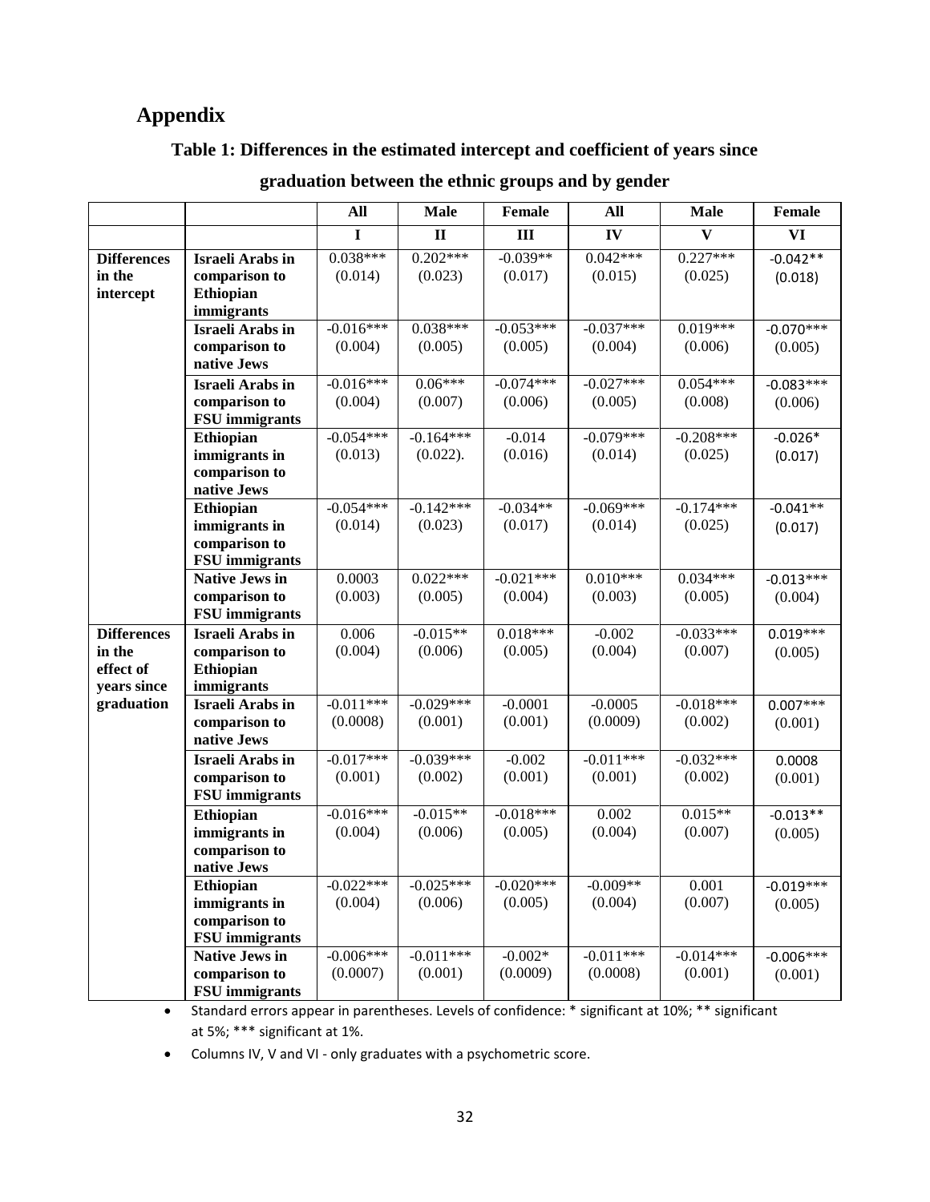## Appendix

### Table 1: Differences in the estimated intercept and coefficient of years since graduation between the ethnic groups and by gender

| | | All | Male | Female | All | Male | Female |
|---|---|---|---|---|---|---|---|
| | | I | II | III | IV | V | VI |
| **Differences in the intercept** | **Israeli Arabs in comparison to Ethiopian immigrants** | 0.038*** (0.014) | 0.202*** (0.023) | -0.039** (0.017) | 0.042*** (0.015) | 0.227*** (0.025) | -0.042** (0.018) |
| | **Israeli Arabs in comparison to native Jews** | -0.016*** (0.004) | 0.038*** (0.005) | -0.053*** (0.005) | -0.037*** (0.004) | 0.019*** (0.006) | -0.070*** (0.005) |
| | **Israeli Arabs in comparison to FSU immigrants** | -0.016*** (0.004) | 0.06*** (0.007) | -0.074*** (0.006) | -0.027*** (0.005) | 0.054*** (0.008) | -0.083*** (0.006) |
| | **Ethiopian immigrants in comparison to native Jews** | -0.054*** (0.013) | -0.164*** (0.022). | -0.014 (0.016) | -0.079*** (0.014) | -0.208*** (0.025) | -0.026* (0.017) |
| | **Ethiopian immigrants in comparison to FSU immigrants** | -0.054*** (0.014) | -0.142*** (0.023) | -0.034** (0.017) | -0.069*** (0.014) | -0.174*** (0.025) | -0.041** (0.017) |
| | **Native Jews in comparison to FSU immigrants** | 0.0003 (0.003) | 0.022*** (0.005) | -0.021*** (0.004) | 0.010*** (0.003) | 0.034*** (0.005) | -0.013*** (0.004) |
| **Differences in the effect of years since graduation** | **Israeli Arabs in comparison to Ethiopian immigrants** | 0.006 (0.004) | -0.015** (0.006) | 0.018*** (0.005) | -0.002 (0.004) | -0.033*** (0.007) | 0.019*** (0.005) |
| | **Israeli Arabs in comparison to native Jews** | -0.011*** (0.0008) | -0.029*** (0.001) | -0.0001 (0.001) | -0.0005 (0.0009) | -0.018*** (0.002) | 0.007*** (0.001) |
| | **Israeli Arabs in comparison to FSU immigrants** | -0.017*** (0.001) | -0.039*** (0.002) | -0.002 (0.001) | -0.011*** (0.001) | -0.032*** (0.002) | 0.0008 (0.001) |
| | **Ethiopian immigrants in comparison to native Jews** | -0.016*** (0.004) | -0.015** (0.006) | -0.018*** (0.005) | 0.002 (0.004) | 0.015** (0.007) | -0.013** (0.005) |
| | **Ethiopian immigrants in comparison to FSU immigrants** | -0.022*** (0.004) | -0.025*** (0.006) | -0.020*** (0.005) | -0.009** (0.004) | 0.001 (0.007) | -0.019*** (0.005) |
| | **Native Jews in comparison to FSU immigrants** | -0.006*** (0.0007) | -0.011*** (0.001) | -0.002* (0.0009) | -0.011*** (0.0008) | -0.014*** (0.001) | -0.006*** (0.001) |

- Standard errors appear in parentheses. Levels of confidence: * significant at 10%; ** significant at 5%; *** significant at 1%.
- Columns IV, V and VI - only graduates with a psychometric score.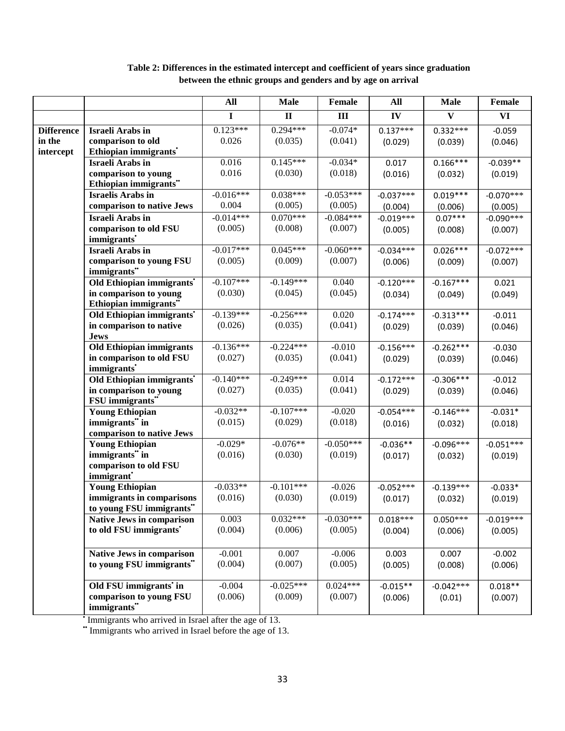**Table 2: Differences in the estimated intercept and coefficient of years since graduation between the ethnic groups and genders and by age on arrival**

| | | All | Male | Female | All | Male | Female |
|---|---|---|---|---|---|---|---|
| | | I | II | III | IV | V | VI |
| **Difference in the intercept** | **Israeli Arabs in comparison to old Ethiopian immigrants***  | 0.123*** 0.026 | 0.294*** (0.035) | -0.074* (0.041) | 0.137*** (0.029) | 0.332*** (0.039) | -0.059 (0.046) |
| | **Israeli Arabs in comparison to young Ethiopian immigrants**** | 0.016 0.016 | 0.145*** (0.030) | -0.034* (0.018) | 0.017 (0.016) | 0.166*** (0.032) | -0.039** (0.019) |
| | **Israelis Arabs in comparison to native Jews** | -0.016*** 0.004 | 0.038*** (0.005) | -0.053*** (0.005) | -0.037*** (0.004) | 0.019*** (0.006) | -0.070*** (0.005) |
| | **Israeli Arabs in comparison to old FSU immigrants*** | -0.014*** (0.005) | 0.070*** (0.008) | -0.084*** (0.007) | -0.019*** (0.005) | 0.07*** (0.008) | -0.090*** (0.007) |
| | **Israeli Arabs in comparison to young FSU immigrants**** | -0.017*** (0.005) | 0.045*** (0.009) | -0.060*** (0.007) | -0.034*** (0.006) | 0.026*** (0.009) | -0.072*** (0.007) |
| | **Old Ethiopian immigrants* in comparison to young Ethiopian immigrants**** | -0.107*** (0.030) | -0.149*** (0.045) | 0.040 (0.045) | -0.120*** (0.034) | -0.167*** (0.049) | 0.021 (0.049) |
| | **Old Ethiopian immigrants* in comparison to native Jews** | -0.139*** (0.026) | -0.256*** (0.035) | 0.020 (0.041) | -0.174*** (0.029) | -0.313*** (0.039) | -0.011 (0.046) |
| | **Old Ethiopian immigrants in comparison to old FSU immigrants*** | -0.136*** (0.027) | -0.224*** (0.035) | -0.010 (0.041) | -0.156*** (0.029) | -0.262*** (0.039) | -0.030 (0.046) |
| | **Old Ethiopian immigrants* in comparison to young FSU immigrants**** | -0.140*** (0.027) | -0.249*** (0.035) | 0.014 (0.041) | -0.172*** (0.029) | -0.306*** (0.039) | -0.012 (0.046) |
| | **Young Ethiopian immigrants** in comparison to native Jews** | -0.032** (0.015) | -0.107*** (0.029) | -0.020 (0.018) | -0.054*** (0.016) | -0.146*** (0.032) | -0.031* (0.018) |
| | **Young Ethiopian immigrants** in comparison to old FSU immigrant*** | -0.029* (0.016) | -0.076** (0.030) | -0.050*** (0.019) | -0.036** (0.017) | -0.096*** (0.032) | -0.051*** (0.019) |
| | **Young Ethiopian immigrants in comparisons to young FSU immigrants**** | -0.033** (0.016) | -0.101*** (0.030) | -0.026 (0.019) | -0.052*** (0.017) | -0.139*** (0.032) | -0.033* (0.019) |
| | **Native Jews in comparison to old FSU immigrants*** | 0.003 (0.004) | 0.032*** (0.006) | -0.030*** (0.005) | 0.018*** (0.004) | 0.050*** (0.006) | -0.019*** (0.005) |
| | **Native Jews in comparison to young FSU immigrants**** | -0.001 (0.004) | 0.007 (0.007) | -0.006 (0.005) | 0.003 (0.005) | 0.007 (0.008) | -0.002 (0.006) |
| | **Old FSU immigrants* in comparison to young FSU immigrants**** | -0.004 (0.006) | -0.025*** (0.009) | 0.024*** (0.007) | -0.015** (0.006) | -0.042*** (0.01) | 0.018** (0.007) |

* Immigrants who arrived in Israel after the age of 13.

** Immigrants who arrived in Israel before the age of 13.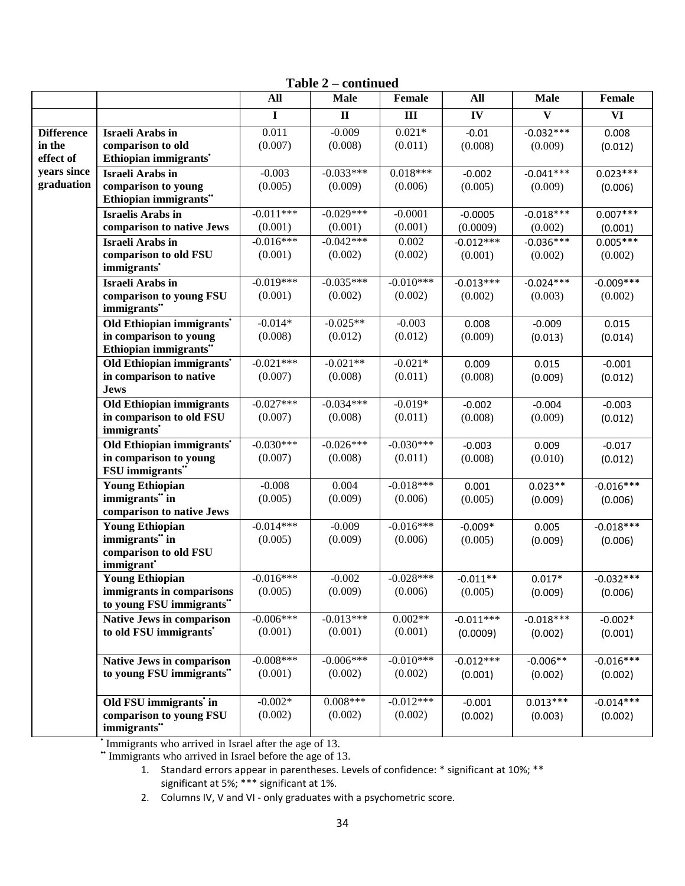**Table 2 – continued**

| | | All | Male | Female | All | Male | Female |
|---|---|---|---|---|---|---|---|
| | | I | II | III | IV | V | VI |
| Difference in the effect of years since graduation | Israeli Arabs in comparison to old Ethiopian immigrants• | 0.011 (0.007) | -0.009 (0.008) | 0.021* (0.011) | -0.01 (0.008) | -0.032*** (0.009) | 0.008 (0.012) |
| | Israeli Arabs in comparison to young Ethiopian immigrants•• | -0.003 (0.005) | -0.033*** (0.009) | 0.018*** (0.006) | -0.002 (0.005) | -0.041*** (0.009) | 0.023*** (0.006) |
| | Israelis Arabs in comparison to native Jews | -0.011*** (0.001) | -0.029*** (0.001) | -0.0001 (0.001) | -0.0005 (0.0009) | -0.018*** (0.002) | 0.007*** (0.001) |
| | Israeli Arabs in comparison to old FSU immigrants• | -0.016*** (0.001) | -0.042*** (0.002) | 0.002 (0.002) | -0.012*** (0.001) | -0.036*** (0.002) | 0.005*** (0.002) |
| | Israeli Arabs in comparison to young FSU immigrants•• | -0.019*** (0.001) | -0.035*** (0.002) | -0.010*** (0.002) | -0.013*** (0.002) | -0.024*** (0.003) | -0.009*** (0.002) |
| | Old Ethiopian immigrants• in comparison to young Ethiopian immigrants•• | -0.014* (0.008) | -0.025** (0.012) | -0.003 (0.012) | 0.008 (0.009) | -0.009 (0.013) | 0.015 (0.014) |
| | Old Ethiopian immigrants• in comparison to native Jews | -0.021*** (0.007) | -0.021** (0.008) | -0.021* (0.011) | 0.009 (0.008) | 0.015 (0.009) | -0.001 (0.012) |
| | Old Ethiopian immigrants in comparison to old FSU immigrants• | -0.027*** (0.007) | -0.034*** (0.008) | -0.019* (0.011) | -0.002 (0.008) | -0.004 (0.009) | -0.003 (0.012) |
| | Old Ethiopian immigrants• in comparison to young FSU immigrants•• | -0.030*** (0.007) | -0.026*** (0.008) | -0.030*** (0.011) | -0.003 (0.008) | 0.009 (0.010) | -0.017 (0.012) |
| | Young Ethiopian immigrants•• in comparison to native Jews | -0.008 (0.005) | 0.004 (0.009) | -0.018*** (0.006) | 0.001 (0.005) | 0.023** (0.009) | -0.016*** (0.006) |
| | Young Ethiopian immigrants•• in comparison to old FSU immigrant• | -0.014*** (0.005) | -0.009 (0.009) | -0.016*** (0.006) | -0.009* (0.005) | 0.005 (0.009) | -0.018*** (0.006) |
| | Young Ethiopian immigrants in comparisons to young FSU immigrants•• | -0.016*** (0.005) | -0.002 (0.009) | -0.028*** (0.006) | -0.011** (0.005) | 0.017* (0.009) | -0.032*** (0.006) |
| | Native Jews in comparison to old FSU immigrants• | -0.006*** (0.001) | -0.013*** (0.001) | 0.002** (0.001) | -0.011*** (0.0009) | -0.018*** (0.002) | -0.002* (0.001) |
| | Native Jews in comparison to young FSU immigrants•• | -0.008*** (0.001) | -0.006*** (0.002) | -0.010*** (0.002) | -0.012*** (0.001) | -0.006** (0.002) | -0.016*** (0.002) |
| | Old FSU immigrants• in comparison to young FSU immigrants•• | -0.002* (0.002) | 0.008*** (0.002) | -0.012*** (0.002) | -0.001 (0.002) | 0.013*** (0.003) | -0.014*** (0.002) |

• Immigrants who arrived in Israel after the age of 13.

•• Immigrants who arrived in Israel before the age of 13.

1. Standard errors appear in parentheses. Levels of confidence: * significant at 10%; ** significant at 5%; *** significant at 1%.
2. Columns IV, V and VI - only graduates with a psychometric score.